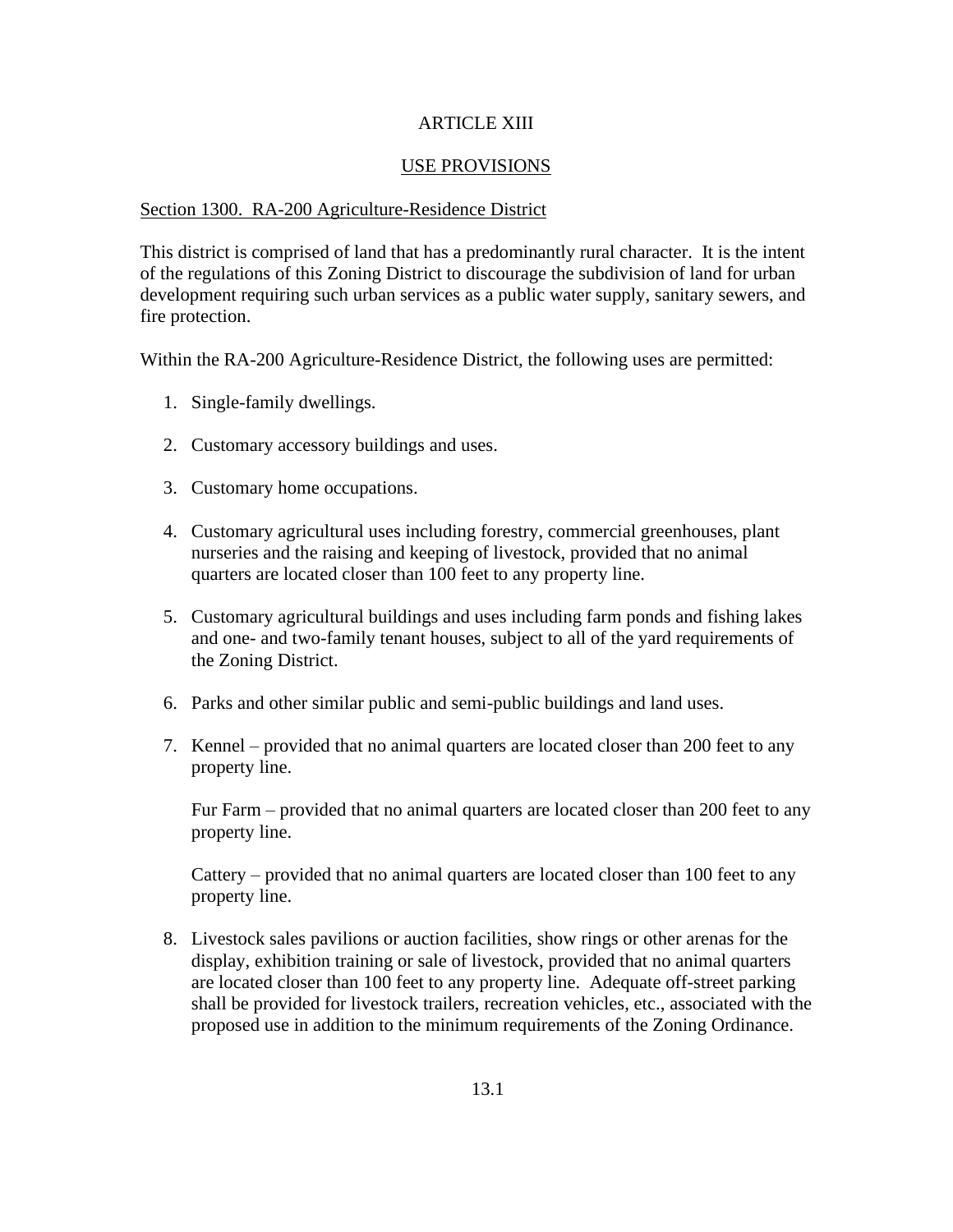# ARTICLE XIII

## USE PROVISIONS

### Section 1300. RA-200 Agriculture-Residence District

This district is comprised of land that has a predominantly rural character. It is the intent of the regulations of this Zoning District to discourage the subdivision of land for urban development requiring such urban services as a public water supply, sanitary sewers, and fire protection.

Within the RA-200 Agriculture-Residence District, the following uses are permitted:

1. Single-family dwellings.

2. Customary accessory buildings and uses.

3. Customary home occupations.

4. Customary agricultural uses including forestry, commercial greenhouses, plant nurseries and the raising and keeping of livestock, provided that no animal quarters are located closer than 100 feet to any property line.

5. Customary agricultural buildings and uses including farm ponds and fishing lakes and one- and two-family tenant houses, subject to all of the yard requirements of the Zoning District.

6. Parks and other similar public and semi-public buildings and land uses.

7. Kennel – provided that no animal quarters are located closer than 200 feet to any property line.

   Fur Farm – provided that no animal quarters are located closer than 200 feet to any property line.

   Cattery – provided that no animal quarters are located closer than 100 feet to any property line.

8. Livestock sales pavilions or auction facilities, show rings or other arenas for the display, exhibition training or sale of livestock, provided that no animal quarters are located closer than 100 feet to any property line. Adequate off-street parking shall be provided for livestock trailers, recreation vehicles, etc., associated with the proposed use in addition to the minimum requirements of the Zoning Ordinance.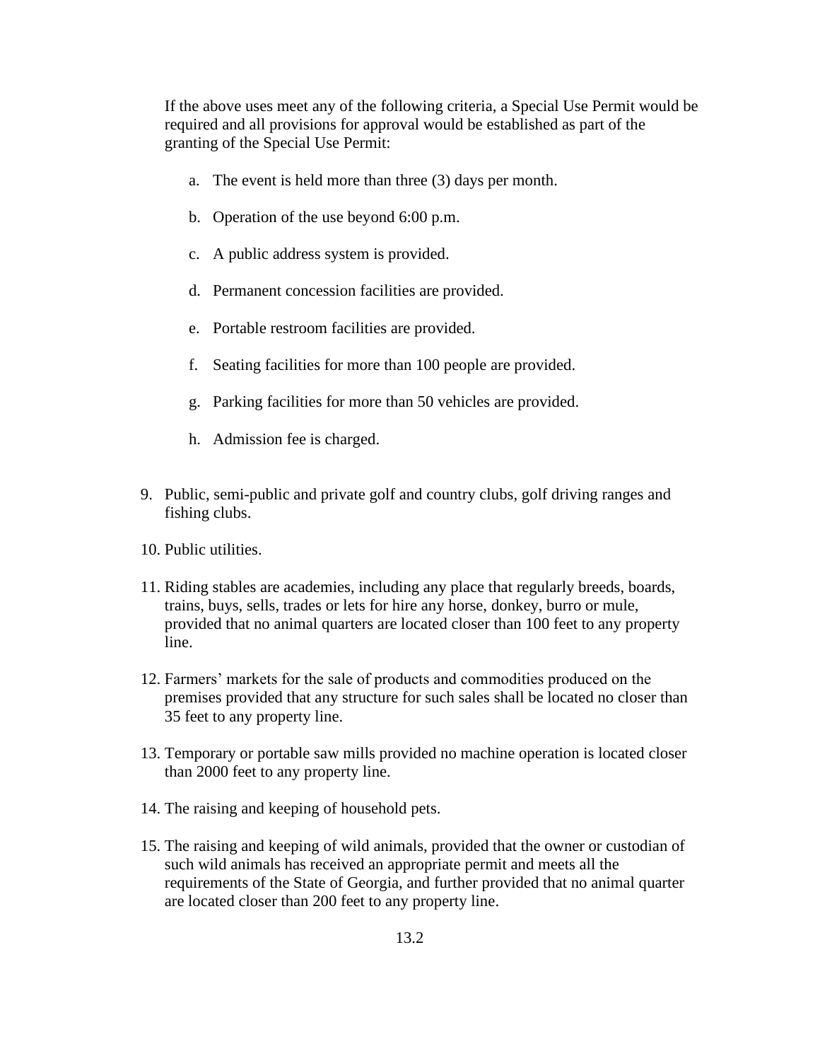If the above uses meet any of the following criteria, a Special Use Permit would be required and all provisions for approval would be established as part of the granting of the Special Use Permit:

a. The event is held more than three (3) days per month.

b. Operation of the use beyond 6:00 p.m.

c. A public address system is provided.

d. Permanent concession facilities are provided.

e. Portable restroom facilities are provided.

f. Seating facilities for more than 100 people are provided.

g. Parking facilities for more than 50 vehicles are provided.

h. Admission fee is charged.

9. Public, semi-public and private golf and country clubs, golf driving ranges and fishing clubs.

10. Public utilities.

11. Riding stables are academies, including any place that regularly breeds, boards, trains, buys, sells, trades or lets for hire any horse, donkey, burro or mule, provided that no animal quarters are located closer than 100 feet to any property line.

12. Farmers' markets for the sale of products and commodities produced on the premises provided that any structure for such sales shall be located no closer than 35 feet to any property line.

13. Temporary or portable saw mills provided no machine operation is located closer than 2000 feet to any property line.

14. The raising and keeping of household pets.

15. The raising and keeping of wild animals, provided that the owner or custodian of such wild animals has received an appropriate permit and meets all the requirements of the State of Georgia, and further provided that no animal quarter are located closer than 200 feet to any property line.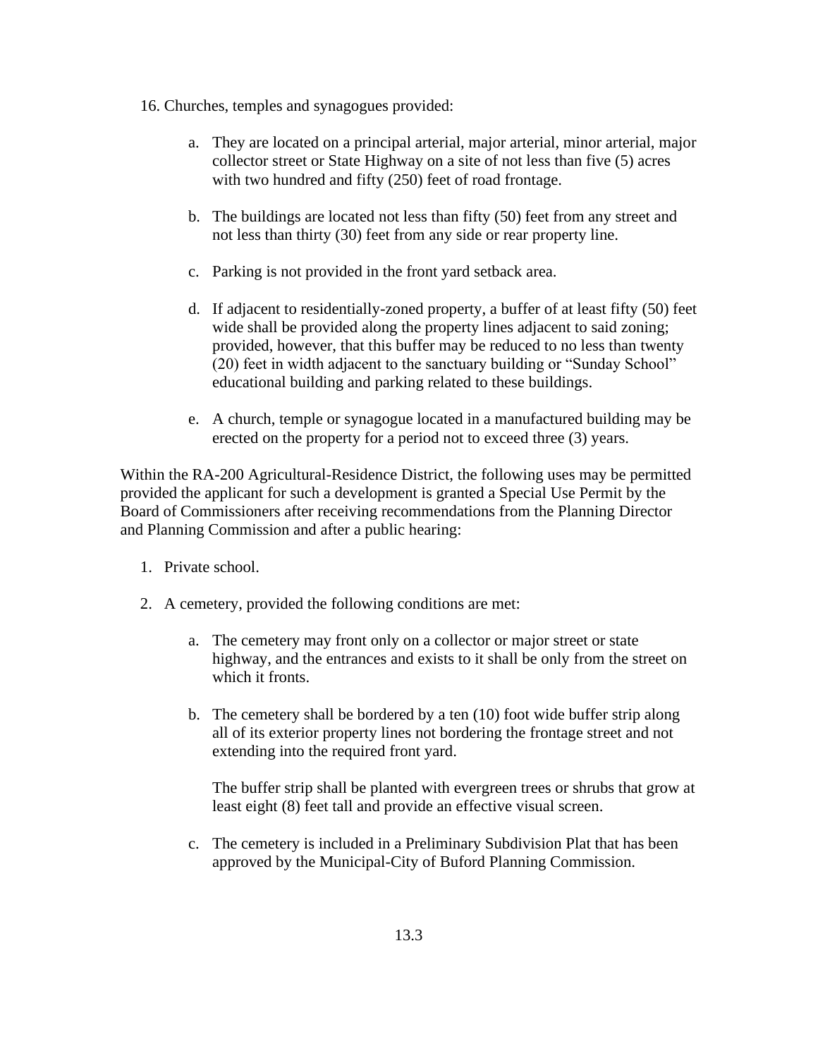16. Churches, temples and synagogues provided:

    a. They are located on a principal arterial, major arterial, minor arterial, major collector street or State Highway on a site of not less than five (5) acres with two hundred and fifty (250) feet of road frontage.

    b. The buildings are located not less than fifty (50) feet from any street and not less than thirty (30) feet from any side or rear property line.

    c. Parking is not provided in the front yard setback area.

    d. If adjacent to residentially-zoned property, a buffer of at least fifty (50) feet wide shall be provided along the property lines adjacent to said zoning; provided, however, that this buffer may be reduced to no less than twenty (20) feet in width adjacent to the sanctuary building or "Sunday School" educational building and parking related to these buildings.

    e. A church, temple or synagogue located in a manufactured building may be erected on the property for a period not to exceed three (3) years.

Within the RA-200 Agricultural-Residence District, the following uses may be permitted provided the applicant for such a development is granted a Special Use Permit by the Board of Commissioners after receiving recommendations from the Planning Director and Planning Commission and after a public hearing:

1. Private school.

2. A cemetery, provided the following conditions are met:

    a. The cemetery may front only on a collector or major street or state highway, and the entrances and exists to it shall be only from the street on which it fronts.

    b. The cemetery shall be bordered by a ten (10) foot wide buffer strip along all of its exterior property lines not bordering the frontage street and not extending into the required front yard.

       The buffer strip shall be planted with evergreen trees or shrubs that grow at least eight (8) feet tall and provide an effective visual screen.

    c. The cemetery is included in a Preliminary Subdivision Plat that has been approved by the Municipal-City of Buford Planning Commission.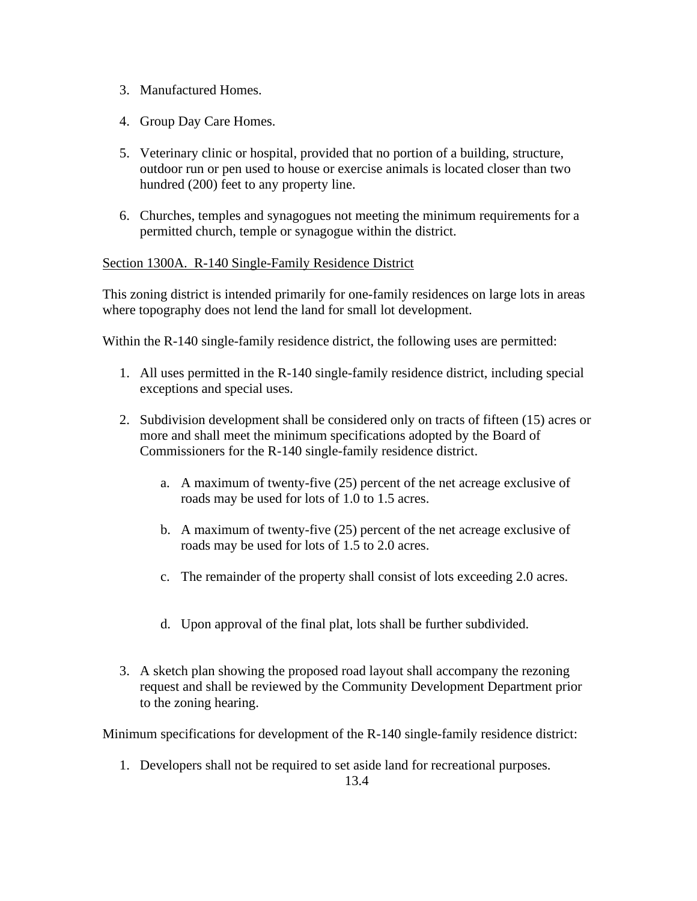3. Manufactured Homes.

4. Group Day Care Homes.

5. Veterinary clinic or hospital, provided that no portion of a building, structure, outdoor run or pen used to house or exercise animals is located closer than two hundred (200) feet to any property line.

6. Churches, temples and synagogues not meeting the minimum requirements for a permitted church, temple or synagogue within the district.

<u>Section 1300A. R-140 Single-Family Residence District</u>

This zoning district is intended primarily for one-family residences on large lots in areas where topography does not lend the land for small lot development.

Within the R-140 single-family residence district, the following uses are permitted:

1. All uses permitted in the R-140 single-family residence district, including special exceptions and special uses.

2. Subdivision development shall be considered only on tracts of fifteen (15) acres or more and shall meet the minimum specifications adopted by the Board of Commissioners for the R-140 single-family residence district.

   a. A maximum of twenty-five (25) percent of the net acreage exclusive of roads may be used for lots of 1.0 to 1.5 acres.

   b. A maximum of twenty-five (25) percent of the net acreage exclusive of roads may be used for lots of 1.5 to 2.0 acres.

   c. The remainder of the property shall consist of lots exceeding 2.0 acres.

   d. Upon approval of the final plat, lots shall be further subdivided.

3. A sketch plan showing the proposed road layout shall accompany the rezoning request and shall be reviewed by the Community Development Department prior to the zoning hearing.

Minimum specifications for development of the R-140 single-family residence district:

1. Developers shall not be required to set aside land for recreational purposes.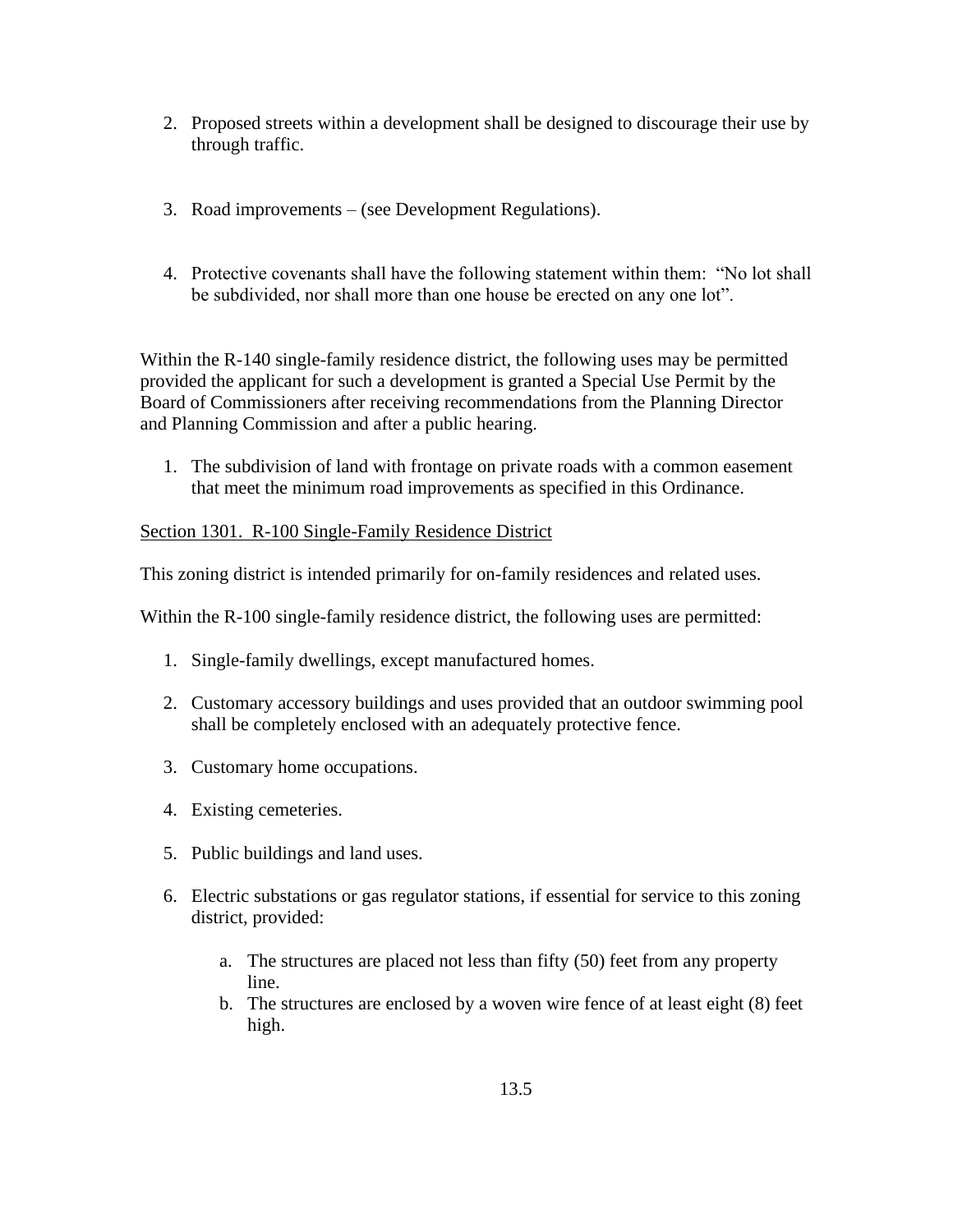2. Proposed streets within a development shall be designed to discourage their use by through traffic.

3. Road improvements – (see Development Regulations).

4. Protective covenants shall have the following statement within them: "No lot shall be subdivided, nor shall more than one house be erected on any one lot".

Within the R-140 single-family residence district, the following uses may be permitted provided the applicant for such a development is granted a Special Use Permit by the Board of Commissioners after receiving recommendations from the Planning Director and Planning Commission and after a public hearing.

1. The subdivision of land with frontage on private roads with a common easement that meet the minimum road improvements as specified in this Ordinance.

## Section 1301. R-100 Single-Family Residence District

This zoning district is intended primarily for on-family residences and related uses.

Within the R-100 single-family residence district, the following uses are permitted:

1. Single-family dwellings, except manufactured homes.

2. Customary accessory buildings and uses provided that an outdoor swimming pool shall be completely enclosed with an adequately protective fence.

3. Customary home occupations.

4. Existing cemeteries.

5. Public buildings and land uses.

6. Electric substations or gas regulator stations, if essential for service to this zoning district, provided:

    a. The structures are placed not less than fifty (50) feet from any property line.
    b. The structures are enclosed by a woven wire fence of at least eight (8) feet high.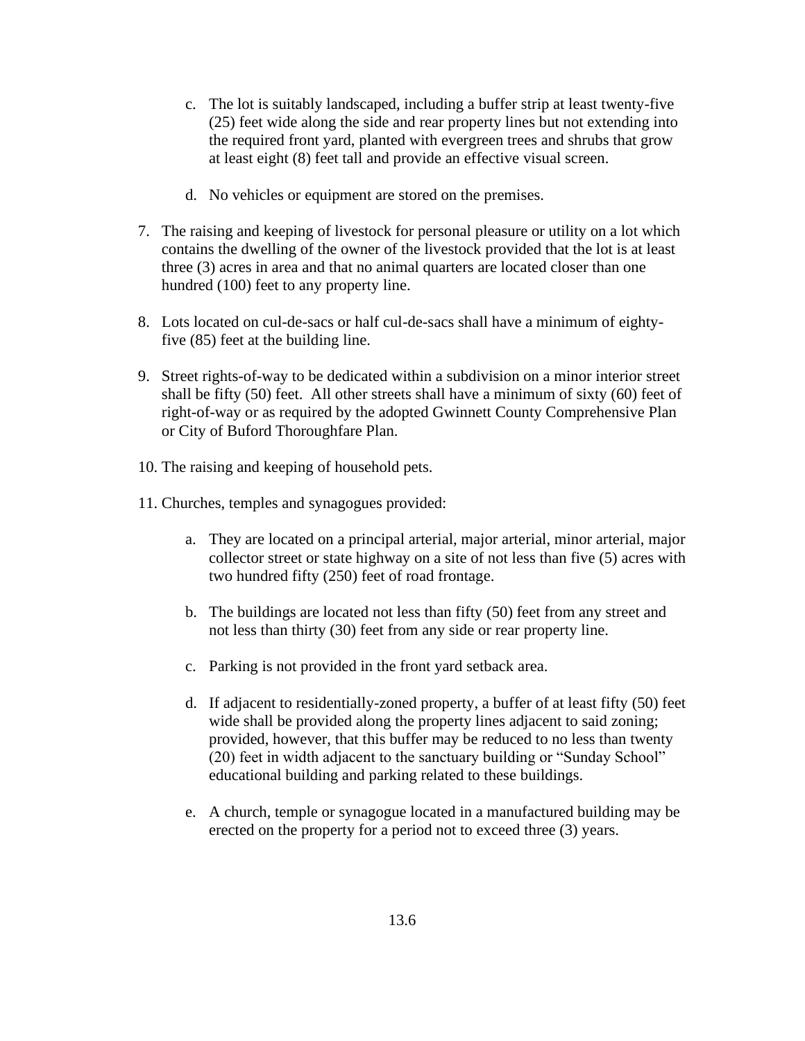c. The lot is suitably landscaped, including a buffer strip at least twenty-five (25) feet wide along the side and rear property lines but not extending into the required front yard, planted with evergreen trees and shrubs that grow at least eight (8) feet tall and provide an effective visual screen.

   d. No vehicles or equipment are stored on the premises.

7. The raising and keeping of livestock for personal pleasure or utility on a lot which contains the dwelling of the owner of the livestock provided that the lot is at least three (3) acres in area and that no animal quarters are located closer than one hundred (100) feet to any property line.

8. Lots located on cul-de-sacs or half cul-de-sacs shall have a minimum of eighty-five (85) feet at the building line.

9. Street rights-of-way to be dedicated within a subdivision on a minor interior street shall be fifty (50) feet. All other streets shall have a minimum of sixty (60) feet of right-of-way or as required by the adopted Gwinnett County Comprehensive Plan or City of Buford Thoroughfare Plan.

10. The raising and keeping of household pets.

11. Churches, temples and synagogues provided:

    a. They are located on a principal arterial, major arterial, minor arterial, major collector street or state highway on a site of not less than five (5) acres with two hundred fifty (250) feet of road frontage.

    b. The buildings are located not less than fifty (50) feet from any street and not less than thirty (30) feet from any side or rear property line.

    c. Parking is not provided in the front yard setback area.

    d. If adjacent to residentially-zoned property, a buffer of at least fifty (50) feet wide shall be provided along the property lines adjacent to said zoning; provided, however, that this buffer may be reduced to no less than twenty (20) feet in width adjacent to the sanctuary building or "Sunday School" educational building and parking related to these buildings.

    e. A church, temple or synagogue located in a manufactured building may be erected on the property for a period not to exceed three (3) years.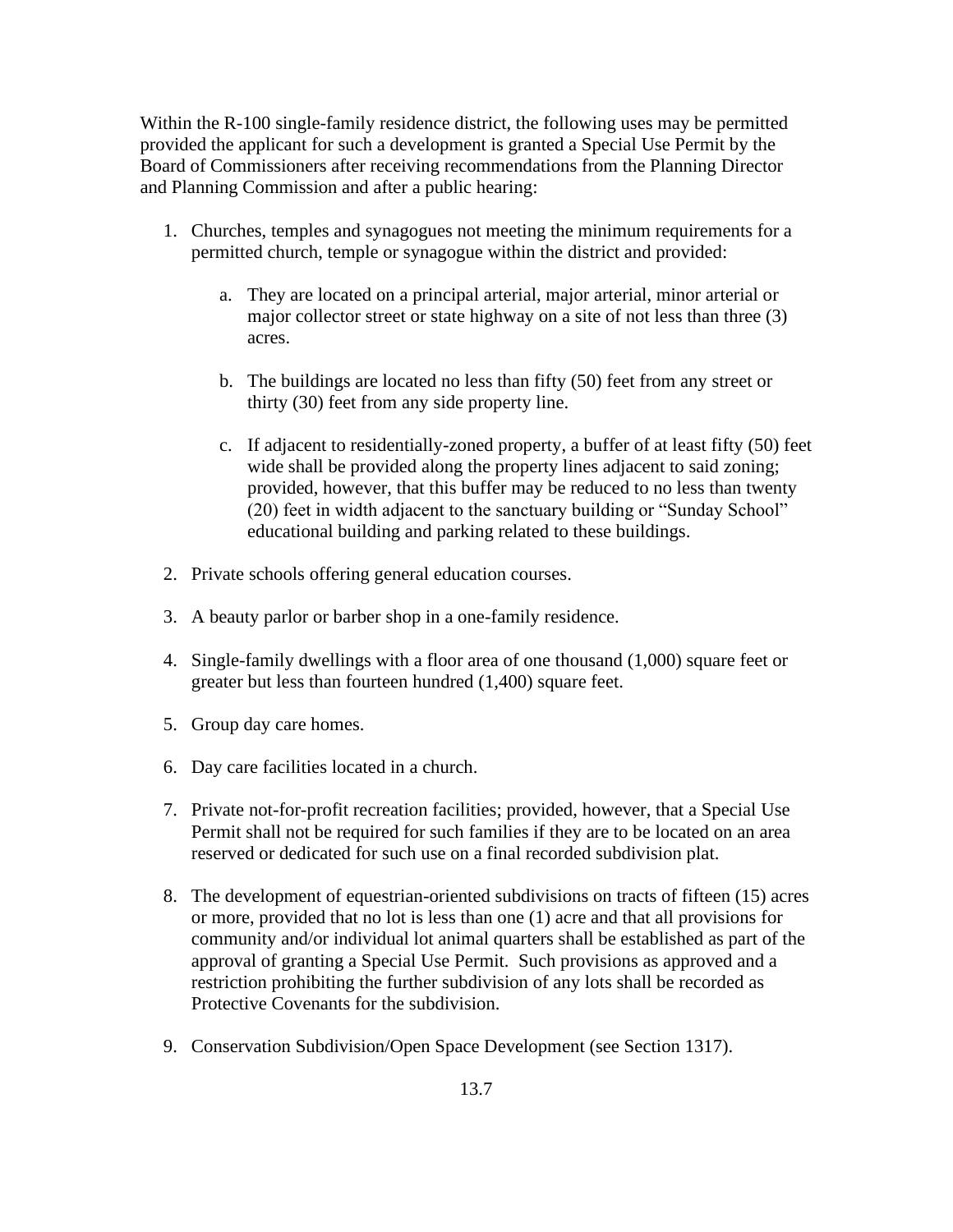Within the R-100 single-family residence district, the following uses may be permitted provided the applicant for such a development is granted a Special Use Permit by the Board of Commissioners after receiving recommendations from the Planning Director and Planning Commission and after a public hearing:

1. Churches, temples and synagogues not meeting the minimum requirements for a permitted church, temple or synagogue within the district and provided:

    a. They are located on a principal arterial, major arterial, minor arterial or major collector street or state highway on a site of not less than three (3) acres.

    b. The buildings are located no less than fifty (50) feet from any street or thirty (30) feet from any side property line.

    c. If adjacent to residentially-zoned property, a buffer of at least fifty (50) feet wide shall be provided along the property lines adjacent to said zoning; provided, however, that this buffer may be reduced to no less than twenty (20) feet in width adjacent to the sanctuary building or "Sunday School" educational building and parking related to these buildings.

2. Private schools offering general education courses.

3. A beauty parlor or barber shop in a one-family residence.

4. Single-family dwellings with a floor area of one thousand (1,000) square feet or greater but less than fourteen hundred (1,400) square feet.

5. Group day care homes.

6. Day care facilities located in a church.

7. Private not-for-profit recreation facilities; provided, however, that a Special Use Permit shall not be required for such families if they are to be located on an area reserved or dedicated for such use on a final recorded subdivision plat.

8. The development of equestrian-oriented subdivisions on tracts of fifteen (15) acres or more, provided that no lot is less than one (1) acre and that all provisions for community and/or individual lot animal quarters shall be established as part of the approval of granting a Special Use Permit. Such provisions as approved and a restriction prohibiting the further subdivision of any lots shall be recorded as Protective Covenants for the subdivision.

9. Conservation Subdivision/Open Space Development (see Section 1317).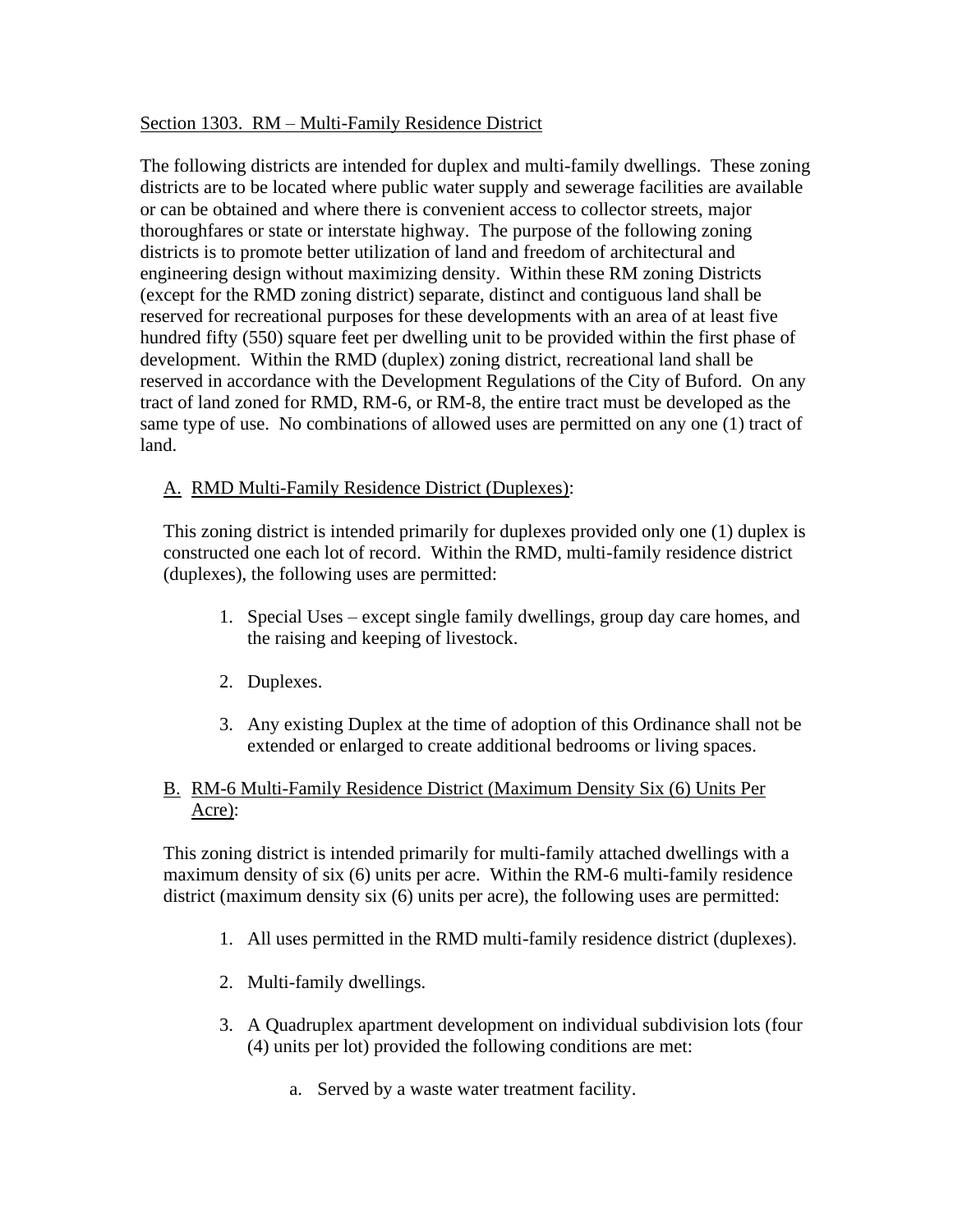Section 1303. RM – Multi-Family Residence District

The following districts are intended for duplex and multi-family dwellings. These zoning districts are to be located where public water supply and sewerage facilities are available or can be obtained and where there is convenient access to collector streets, major thoroughfares or state or interstate highway. The purpose of the following zoning districts is to promote better utilization of land and freedom of architectural and engineering design without maximizing density. Within these RM zoning Districts (except for the RMD zoning district) separate, distinct and contiguous land shall be reserved for recreational purposes for these developments with an area of at least five hundred fifty (550) square feet per dwelling unit to be provided within the first phase of development. Within the RMD (duplex) zoning district, recreational land shall be reserved in accordance with the Development Regulations of the City of Buford. On any tract of land zoned for RMD, RM-6, or RM-8, the entire tract must be developed as the same type of use. No combinations of allowed uses are permitted on any one (1) tract of land.

A. RMD Multi-Family Residence District (Duplexes):

This zoning district is intended primarily for duplexes provided only one (1) duplex is constructed one each lot of record. Within the RMD, multi-family residence district (duplexes), the following uses are permitted:

1. Special Uses – except single family dwellings, group day care homes, and the raising and keeping of livestock.
2. Duplexes.
3. Any existing Duplex at the time of adoption of this Ordinance shall not be extended or enlarged to create additional bedrooms or living spaces.

B. RM-6 Multi-Family Residence District (Maximum Density Six (6) Units Per Acre):

This zoning district is intended primarily for multi-family attached dwellings with a maximum density of six (6) units per acre. Within the RM-6 multi-family residence district (maximum density six (6) units per acre), the following uses are permitted:

1. All uses permitted in the RMD multi-family residence district (duplexes).
2. Multi-family dwellings.
3. A Quadruplex apartment development on individual subdivision lots (four (4) units per lot) provided the following conditions are met:
    a. Served by a waste water treatment facility.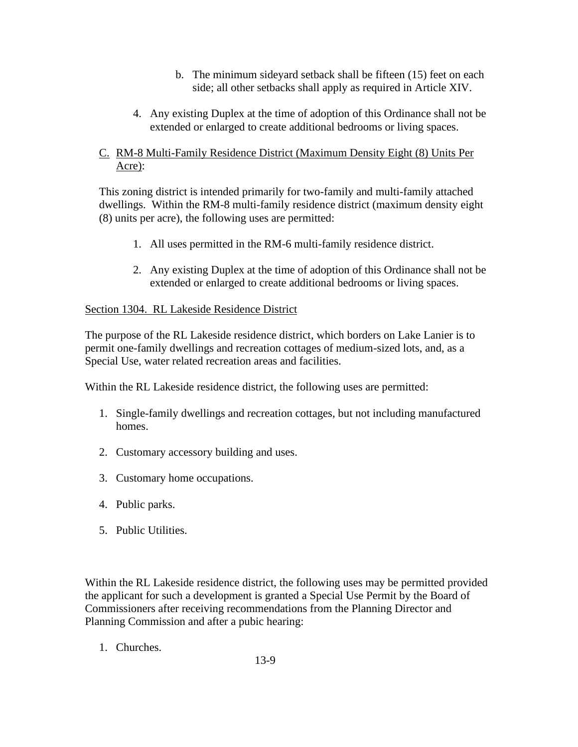b. The minimum sideyard setback shall be fifteen (15) feet on each side; all other setbacks shall apply as required in Article XIV.

4. Any existing Duplex at the time of adoption of this Ordinance shall not be extended or enlarged to create additional bedrooms or living spaces.

C. <u>RM-8 Multi-Family Residence District (Maximum Density Eight (8) Units Per Acre)</u>:

This zoning district is intended primarily for two-family and multi-family attached dwellings. Within the RM-8 multi-family residence district (maximum density eight (8) units per acre), the following uses are permitted:

1. All uses permitted in the RM-6 multi-family residence district.

2. Any existing Duplex at the time of adoption of this Ordinance shall not be extended or enlarged to create additional bedrooms or living spaces.

<u>Section 1304. RL Lakeside Residence District</u>

The purpose of the RL Lakeside residence district, which borders on Lake Lanier is to permit one-family dwellings and recreation cottages of medium-sized lots, and, as a Special Use, water related recreation areas and facilities.

Within the RL Lakeside residence district, the following uses are permitted:

1. Single-family dwellings and recreation cottages, but not including manufactured homes.

2. Customary accessory building and uses.

3. Customary home occupations.

4. Public parks.

5. Public Utilities.

Within the RL Lakeside residence district, the following uses may be permitted provided the applicant for such a development is granted a Special Use Permit by the Board of Commissioners after receiving recommendations from the Planning Director and Planning Commission and after a pubic hearing:

1. Churches.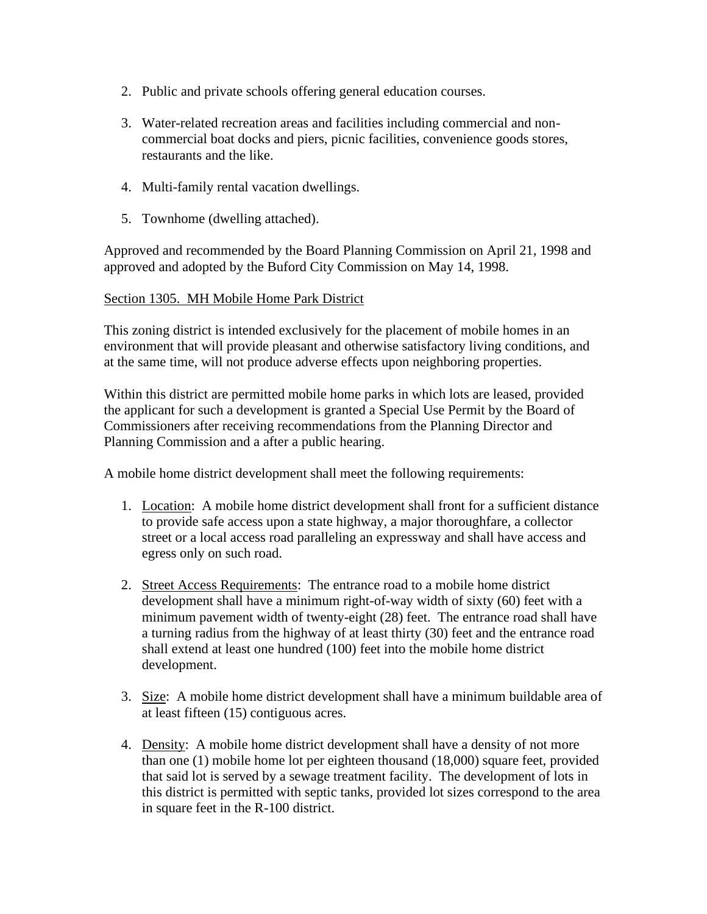2. Public and private schools offering general education courses.

3. Water-related recreation areas and facilities including commercial and non-commercial boat docks and piers, picnic facilities, convenience goods stores, restaurants and the like.

4. Multi-family rental vacation dwellings.

5. Townhome (dwelling attached).

Approved and recommended by the Board Planning Commission on April 21, 1998 and approved and adopted by the Buford City Commission on May 14, 1998.

Section 1305. MH Mobile Home Park District

This zoning district is intended exclusively for the placement of mobile homes in an environment that will provide pleasant and otherwise satisfactory living conditions, and at the same time, will not produce adverse effects upon neighboring properties.

Within this district are permitted mobile home parks in which lots are leased, provided the applicant for such a development is granted a Special Use Permit by the Board of Commissioners after receiving recommendations from the Planning Director and Planning Commission and a after a public hearing.

A mobile home district development shall meet the following requirements:

1. Location: A mobile home district development shall front for a sufficient distance to provide safe access upon a state highway, a major thoroughfare, a collector street or a local access road paralleling an expressway and shall have access and egress only on such road.

2. Street Access Requirements: The entrance road to a mobile home district development shall have a minimum right-of-way width of sixty (60) feet with a minimum pavement width of twenty-eight (28) feet. The entrance road shall have a turning radius from the highway of at least thirty (30) feet and the entrance road shall extend at least one hundred (100) feet into the mobile home district development.

3. Size: A mobile home district development shall have a minimum buildable area of at least fifteen (15) contiguous acres.

4. Density: A mobile home district development shall have a density of not more than one (1) mobile home lot per eighteen thousand (18,000) square feet, provided that said lot is served by a sewage treatment facility. The development of lots in this district is permitted with septic tanks, provided lot sizes correspond to the area in square feet in the R-100 district.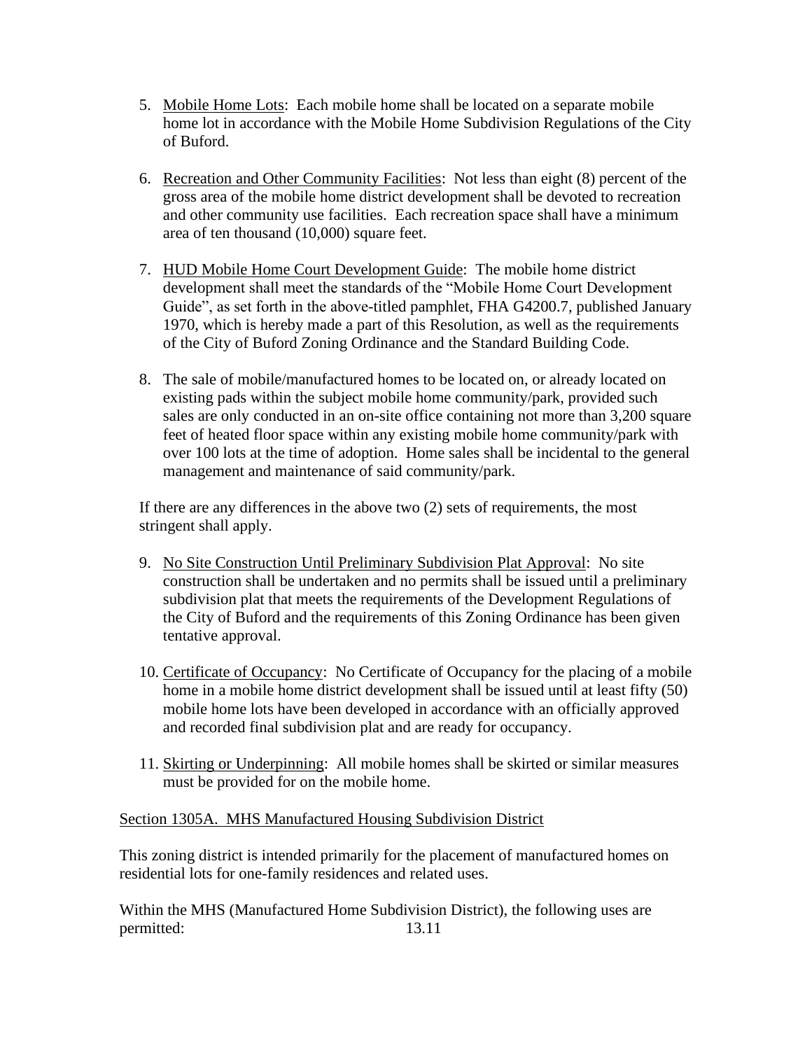5. Mobile Home Lots: Each mobile home shall be located on a separate mobile home lot in accordance with the Mobile Home Subdivision Regulations of the City of Buford.

6. Recreation and Other Community Facilities: Not less than eight (8) percent of the gross area of the mobile home district development shall be devoted to recreation and other community use facilities. Each recreation space shall have a minimum area of ten thousand (10,000) square feet.

7. HUD Mobile Home Court Development Guide: The mobile home district development shall meet the standards of the "Mobile Home Court Development Guide", as set forth in the above-titled pamphlet, FHA G4200.7, published January 1970, which is hereby made a part of this Resolution, as well as the requirements of the City of Buford Zoning Ordinance and the Standard Building Code.

8. The sale of mobile/manufactured homes to be located on, or already located on existing pads within the subject mobile home community/park, provided such sales are only conducted in an on-site office containing not more than 3,200 square feet of heated floor space within any existing mobile home community/park with over 100 lots at the time of adoption. Home sales shall be incidental to the general management and maintenance of said community/park.

If there are any differences in the above two (2) sets of requirements, the most stringent shall apply.

9. No Site Construction Until Preliminary Subdivision Plat Approval: No site construction shall be undertaken and no permits shall be issued until a preliminary subdivision plat that meets the requirements of the Development Regulations of the City of Buford and the requirements of this Zoning Ordinance has been given tentative approval.

10. Certificate of Occupancy: No Certificate of Occupancy for the placing of a mobile home in a mobile home district development shall be issued until at least fifty (50) mobile home lots have been developed in accordance with an officially approved and recorded final subdivision plat and are ready for occupancy.

11. Skirting or Underpinning: All mobile homes shall be skirted or similar measures must be provided for on the mobile home.

## Section 1305A. MHS Manufactured Housing Subdivision District

This zoning district is intended primarily for the placement of manufactured homes on residential lots for one-family residences and related uses.

Within the MHS (Manufactured Home Subdivision District), the following uses are permitted: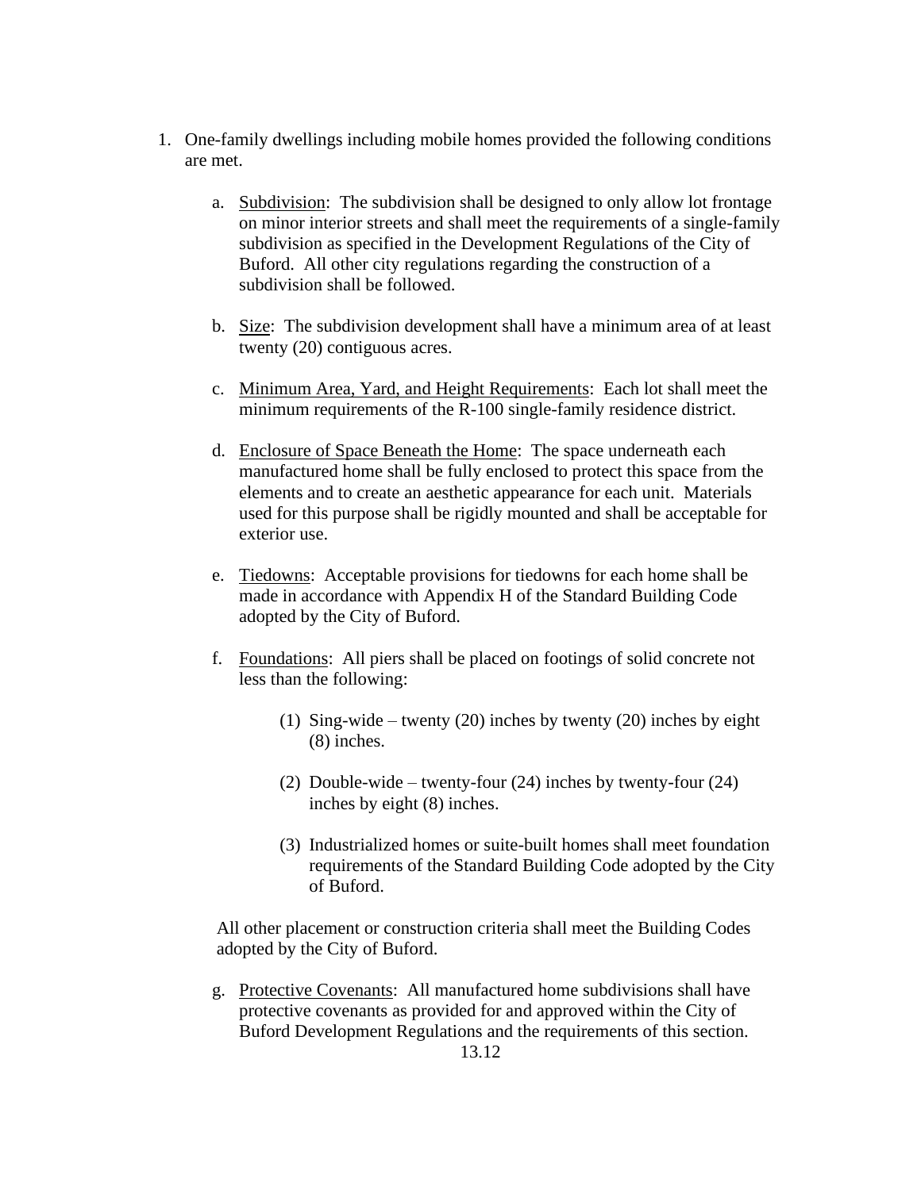1. One-family dwellings including mobile homes provided the following conditions are met.

   a. Subdivision: The subdivision shall be designed to only allow lot frontage on minor interior streets and shall meet the requirements of a single-family subdivision as specified in the Development Regulations of the City of Buford. All other city regulations regarding the construction of a subdivision shall be followed.

   b. Size: The subdivision development shall have a minimum area of at least twenty (20) contiguous acres.

   c. Minimum Area, Yard, and Height Requirements: Each lot shall meet the minimum requirements of the R-100 single-family residence district.

   d. Enclosure of Space Beneath the Home: The space underneath each manufactured home shall be fully enclosed to protect this space from the elements and to create an aesthetic appearance for each unit. Materials used for this purpose shall be rigidly mounted and shall be acceptable for exterior use.

   e. Tiedowns: Acceptable provisions for tiedowns for each home shall be made in accordance with Appendix H of the Standard Building Code adopted by the City of Buford.

   f. Foundations: All piers shall be placed on footings of solid concrete not less than the following:

      (1) Sing-wide – twenty (20) inches by twenty (20) inches by eight (8) inches.

      (2) Double-wide – twenty-four (24) inches by twenty-four (24) inches by eight (8) inches.

      (3) Industrialized homes or suite-built homes shall meet foundation requirements of the Standard Building Code adopted by the City of Buford.

   All other placement or construction criteria shall meet the Building Codes adopted by the City of Buford.

   g. Protective Covenants: All manufactured home subdivisions shall have protective covenants as provided for and approved within the City of Buford Development Regulations and the requirements of this section.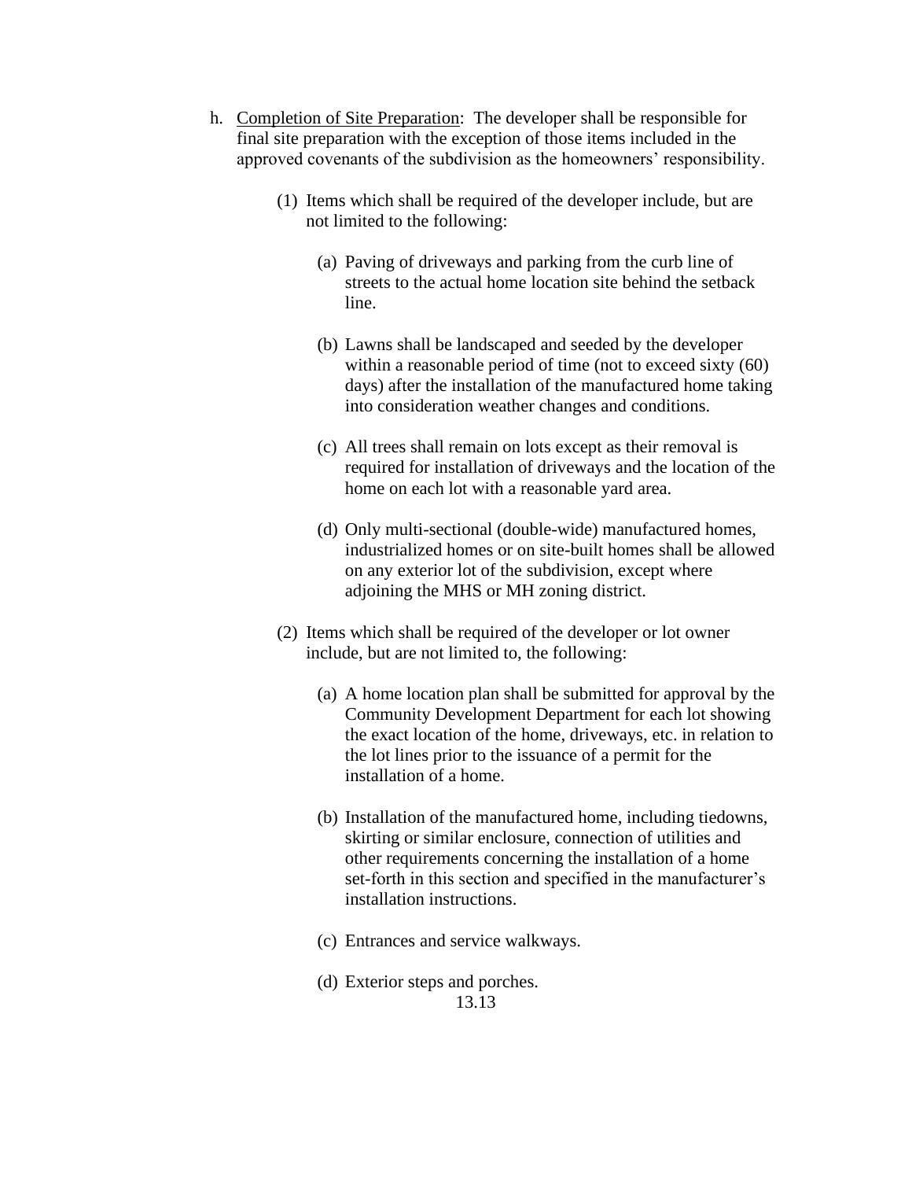h. Completion of Site Preparation: The developer shall be responsible for final site preparation with the exception of those items included in the approved covenants of the subdivision as the homeowners' responsibility.

(1) Items which shall be required of the developer include, but are not limited to the following:

(a) Paving of driveways and parking from the curb line of streets to the actual home location site behind the setback line.

(b) Lawns shall be landscaped and seeded by the developer within a reasonable period of time (not to exceed sixty (60) days) after the installation of the manufactured home taking into consideration weather changes and conditions.

(c) All trees shall remain on lots except as their removal is required for installation of driveways and the location of the home on each lot with a reasonable yard area.

(d) Only multi-sectional (double-wide) manufactured homes, industrialized homes or on site-built homes shall be allowed on any exterior lot of the subdivision, except where adjoining the MHS or MH zoning district.

(2) Items which shall be required of the developer or lot owner include, but are not limited to, the following:

(a) A home location plan shall be submitted for approval by the Community Development Department for each lot showing the exact location of the home, driveways, etc. in relation to the lot lines prior to the issuance of a permit for the installation of a home.

(b) Installation of the manufactured home, including tiedowns, skirting or similar enclosure, connection of utilities and other requirements concerning the installation of a home set-forth in this section and specified in the manufacturer's installation instructions.

(c) Entrances and service walkways.

(d) Exterior steps and porches.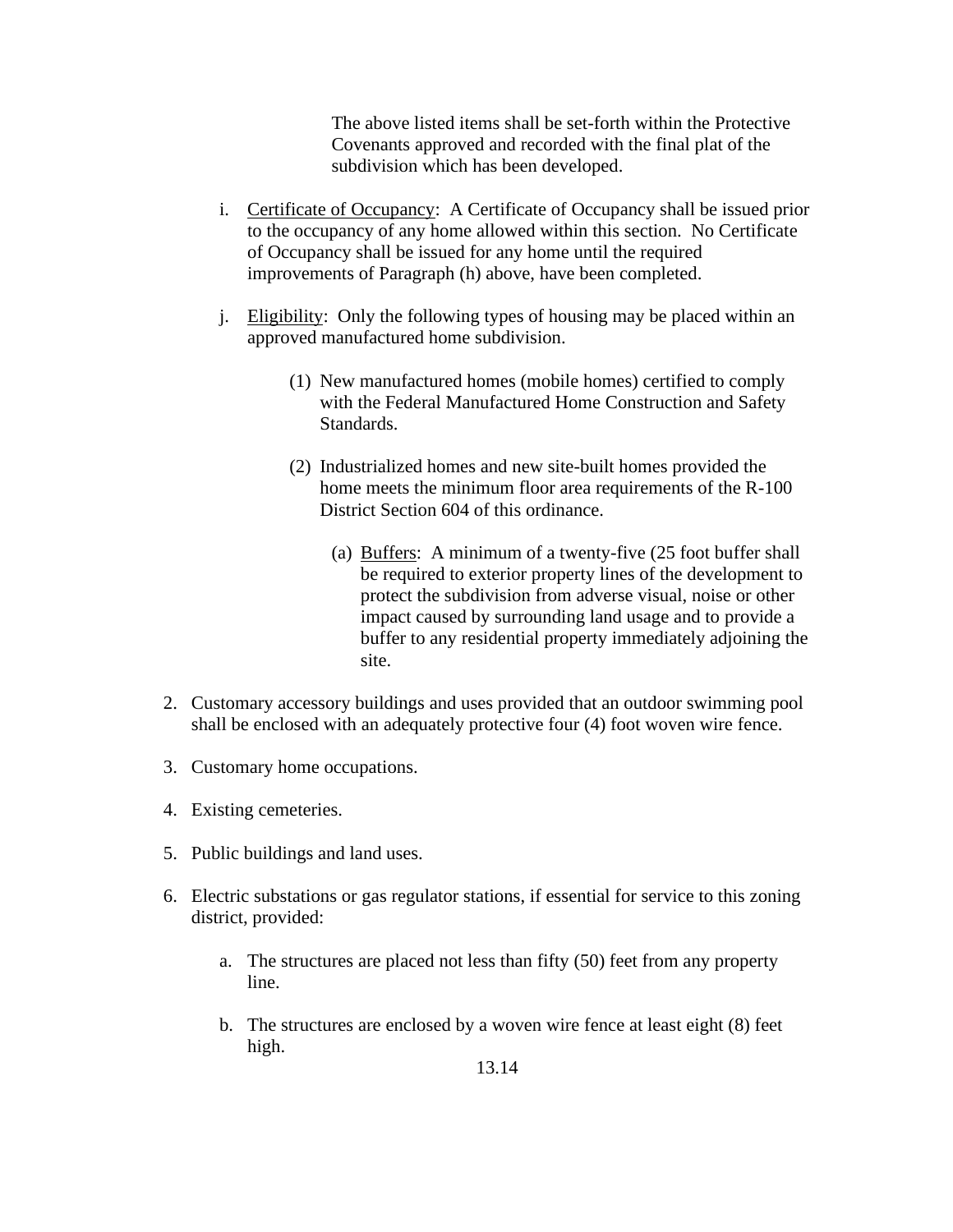The above listed items shall be set-forth within the Protective Covenants approved and recorded with the final plat of the subdivision which has been developed.

i. Certificate of Occupancy: A Certificate of Occupancy shall be issued prior to the occupancy of any home allowed within this section. No Certificate of Occupancy shall be issued for any home until the required improvements of Paragraph (h) above, have been completed.

j. Eligibility: Only the following types of housing may be placed within an approved manufactured home subdivision.

   (1) New manufactured homes (mobile homes) certified to comply with the Federal Manufactured Home Construction and Safety Standards.

   (2) Industrialized homes and new site-built homes provided the home meets the minimum floor area requirements of the R-100 District Section 604 of this ordinance.

      (a) Buffers: A minimum of a twenty-five (25 foot buffer shall be required to exterior property lines of the development to protect the subdivision from adverse visual, noise or other impact caused by surrounding land usage and to provide a buffer to any residential property immediately adjoining the site.

2. Customary accessory buildings and uses provided that an outdoor swimming pool shall be enclosed with an adequately protective four (4) foot woven wire fence.

3. Customary home occupations.

4. Existing cemeteries.

5. Public buildings and land uses.

6. Electric substations or gas regulator stations, if essential for service to this zoning district, provided:

   a. The structures are placed not less than fifty (50) feet from any property line.

   b. The structures are enclosed by a woven wire fence at least eight (8) feet high.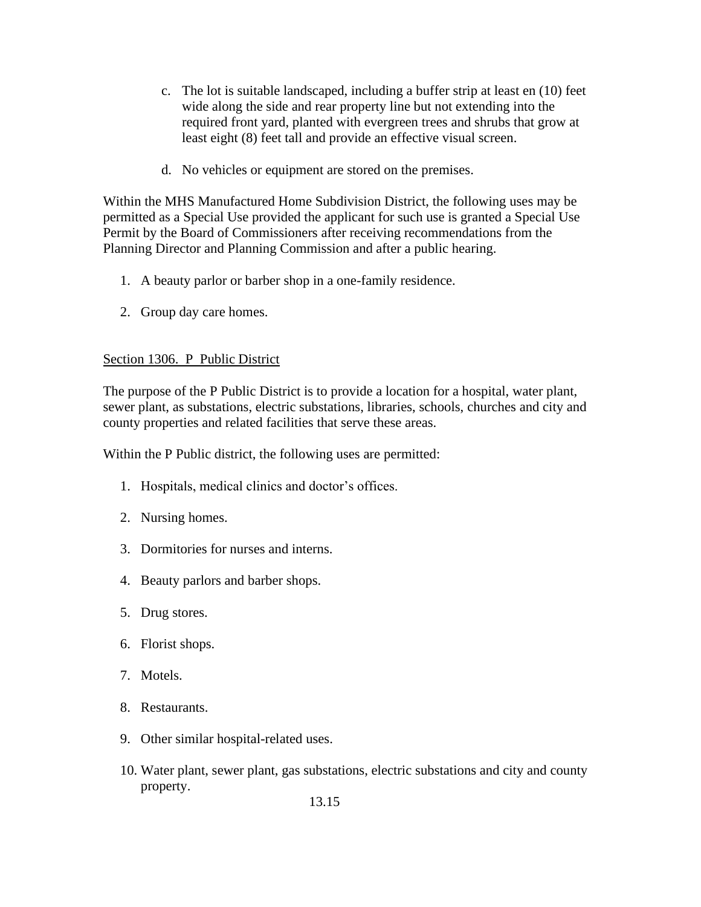c. The lot is suitable landscaped, including a buffer strip at least en (10) feet wide along the side and rear property line but not extending into the required front yard, planted with evergreen trees and shrubs that grow at least eight (8) feet tall and provide an effective visual screen.

d. No vehicles or equipment are stored on the premises.

Within the MHS Manufactured Home Subdivision District, the following uses may be permitted as a Special Use provided the applicant for such use is granted a Special Use Permit by the Board of Commissioners after receiving recommendations from the Planning Director and Planning Commission and after a public hearing.

1. A beauty parlor or barber shop in a one-family residence.

2. Group day care homes.

## Section 1306. P Public District

The purpose of the P Public District is to provide a location for a hospital, water plant, sewer plant, as substations, electric substations, libraries, schools, churches and city and county properties and related facilities that serve these areas.

Within the P Public district, the following uses are permitted:

1. Hospitals, medical clinics and doctor's offices.

2. Nursing homes.

3. Dormitories for nurses and interns.

4. Beauty parlors and barber shops.

5. Drug stores.

6. Florist shops.

7. Motels.

8. Restaurants.

9. Other similar hospital-related uses.

10. Water plant, sewer plant, gas substations, electric substations and city and county property.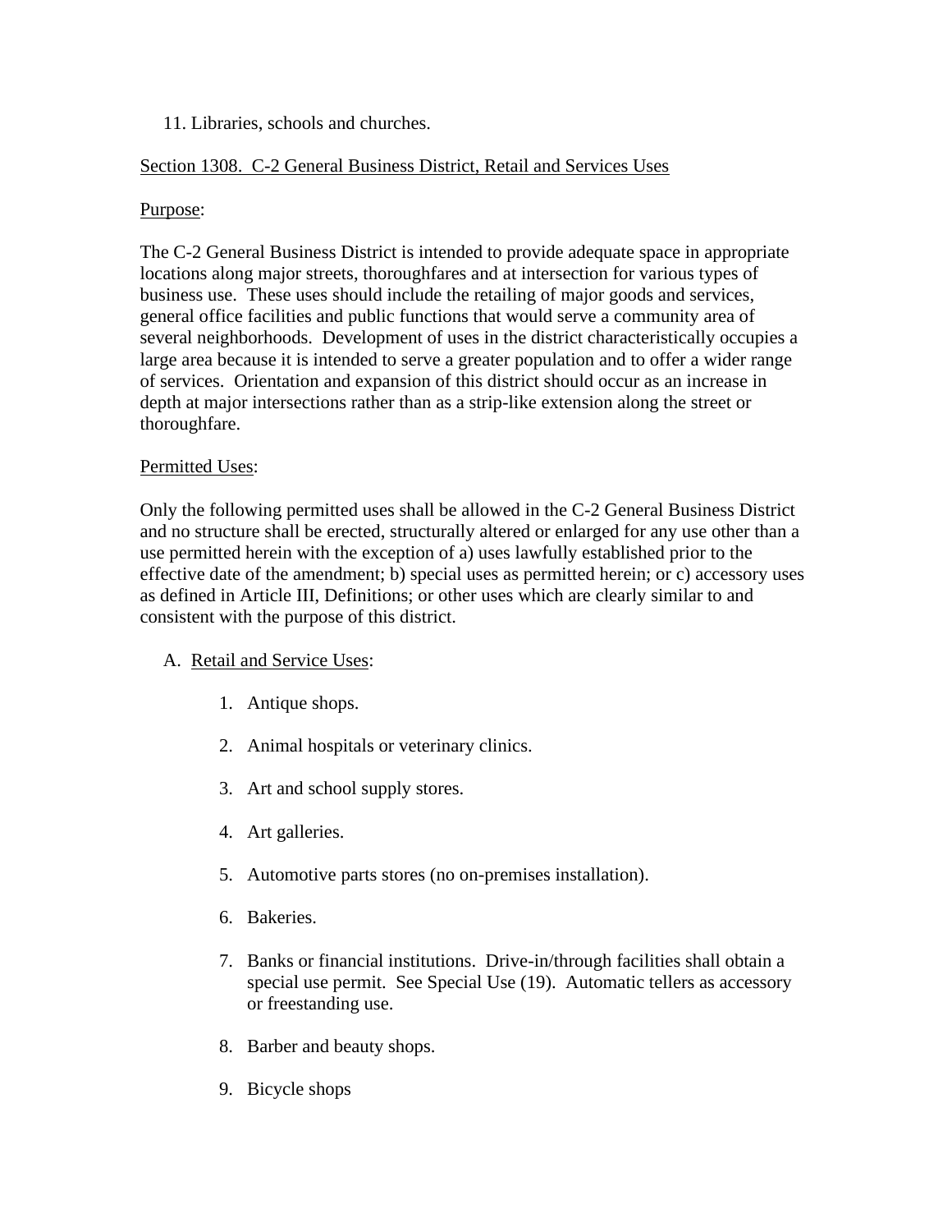11. Libraries, schools and churches.

Section 1308. C-2 General Business District, Retail and Services Uses

Purpose:

The C-2 General Business District is intended to provide adequate space in appropriate locations along major streets, thoroughfares and at intersection for various types of business use. These uses should include the retailing of major goods and services, general office facilities and public functions that would serve a community area of several neighborhoods. Development of uses in the district characteristically occupies a large area because it is intended to serve a greater population and to offer a wider range of services. Orientation and expansion of this district should occur as an increase in depth at major intersections rather than as a strip-like extension along the street or thoroughfare.

Permitted Uses:

Only the following permitted uses shall be allowed in the C-2 General Business District and no structure shall be erected, structurally altered or enlarged for any use other than a use permitted herein with the exception of a) uses lawfully established prior to the effective date of the amendment; b) special uses as permitted herein; or c) accessory uses as defined in Article III, Definitions; or other uses which are clearly similar to and consistent with the purpose of this district.

A. Retail and Service Uses:

1. Antique shops.
2. Animal hospitals or veterinary clinics.
3. Art and school supply stores.
4. Art galleries.
5. Automotive parts stores (no on-premises installation).
6. Bakeries.
7. Banks or financial institutions. Drive-in/through facilities shall obtain a special use permit. See Special Use (19). Automatic tellers as accessory or freestanding use.
8. Barber and beauty shops.
9. Bicycle shops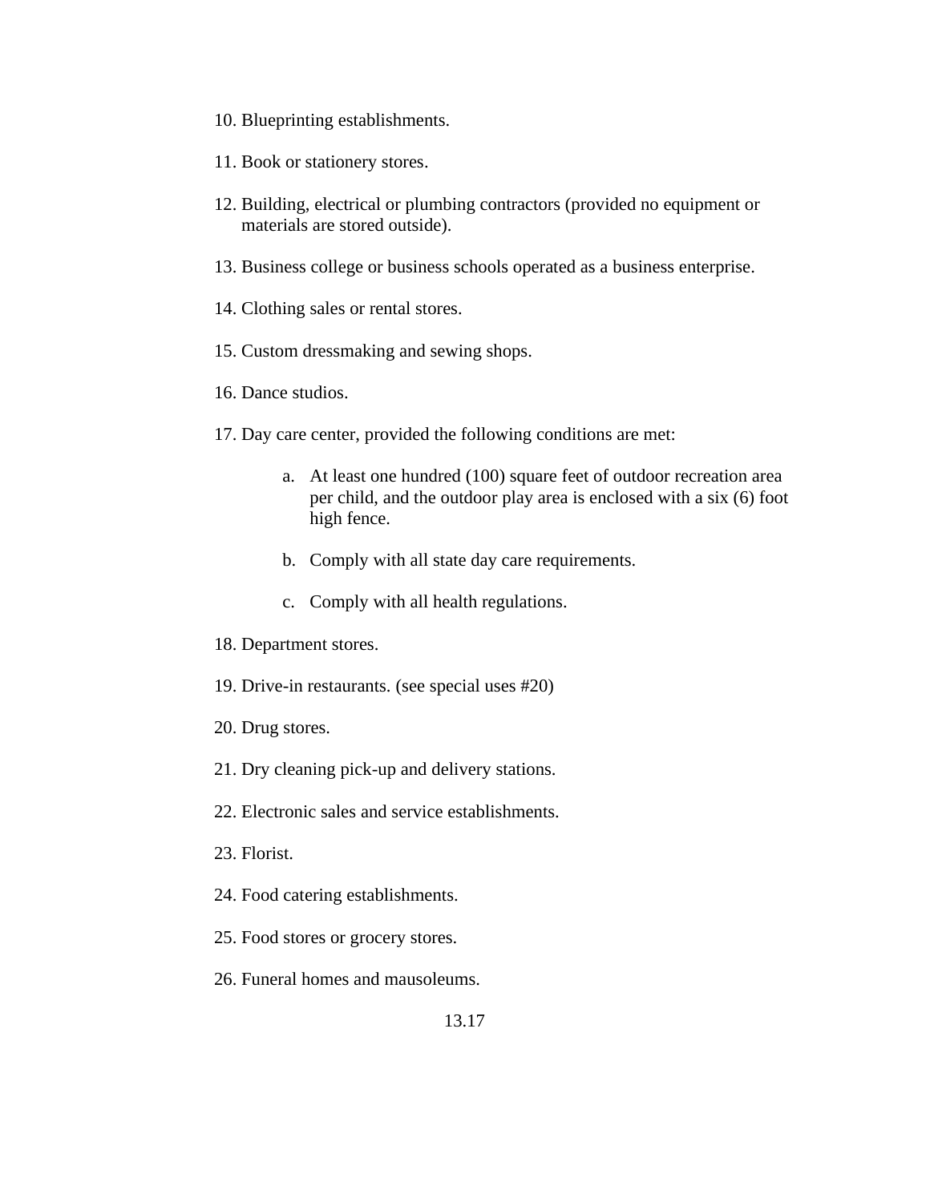10. Blueprinting establishments.

11. Book or stationery stores.

12. Building, electrical or plumbing contractors (provided no equipment or materials are stored outside).

13. Business college or business schools operated as a business enterprise.

14. Clothing sales or rental stores.

15. Custom dressmaking and sewing shops.

16. Dance studios.

17. Day care center, provided the following conditions are met:

    a. At least one hundred (100) square feet of outdoor recreation area per child, and the outdoor play area is enclosed with a six (6) foot high fence.

    b. Comply with all state day care requirements.

    c. Comply with all health regulations.

18. Department stores.

19. Drive-in restaurants. (see special uses #20)

20. Drug stores.

21. Dry cleaning pick-up and delivery stations.

22. Electronic sales and service establishments.

23. Florist.

24. Food catering establishments.

25. Food stores or grocery stores.

26. Funeral homes and mausoleums.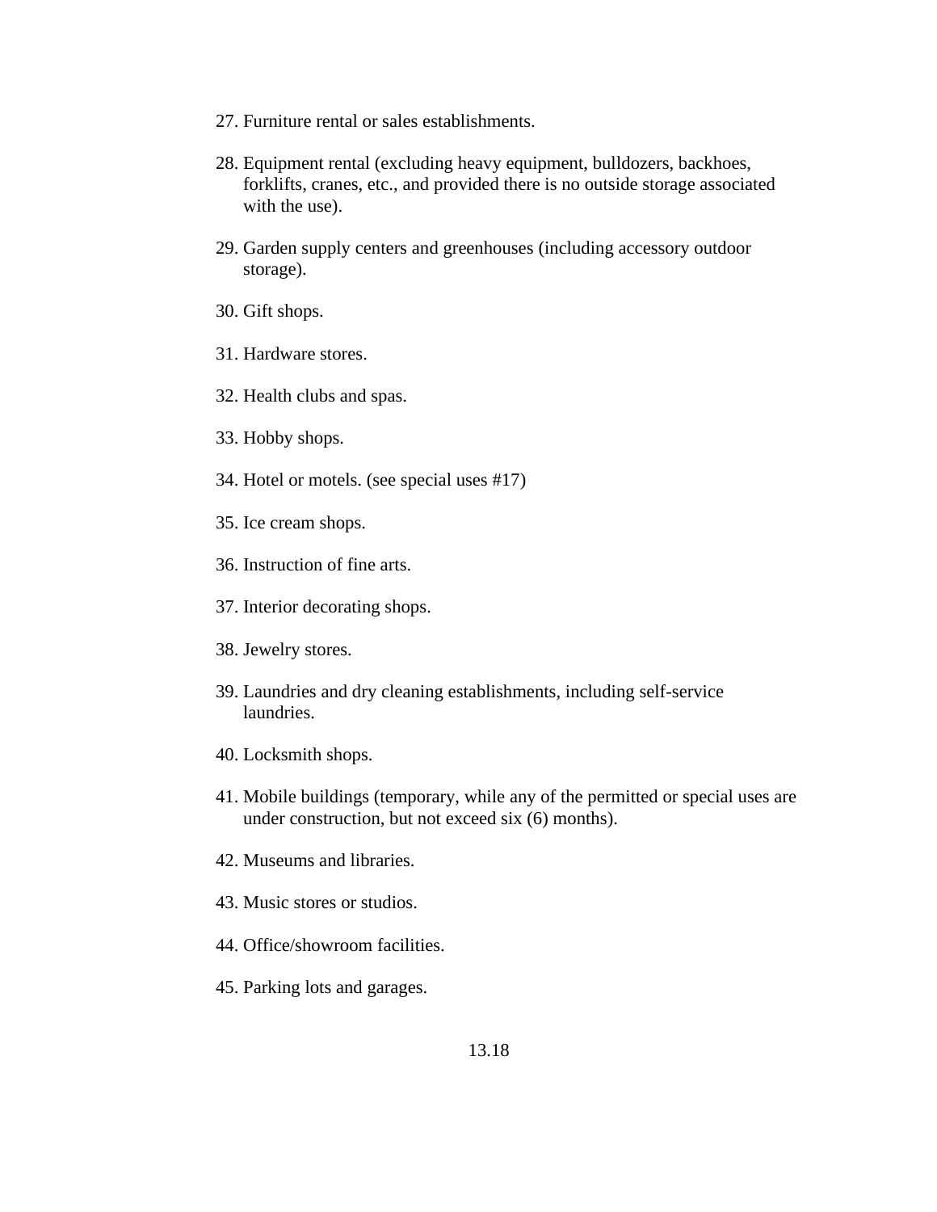27. Furniture rental or sales establishments.

28. Equipment rental (excluding heavy equipment, bulldozers, backhoes, forklifts, cranes, etc., and provided there is no outside storage associated with the use).

29. Garden supply centers and greenhouses (including accessory outdoor storage).

30. Gift shops.

31. Hardware stores.

32. Health clubs and spas.

33. Hobby shops.

34. Hotel or motels. (see special uses #17)

35. Ice cream shops.

36. Instruction of fine arts.

37. Interior decorating shops.

38. Jewelry stores.

39. Laundries and dry cleaning establishments, including self-service laundries.

40. Locksmith shops.

41. Mobile buildings (temporary, while any of the permitted or special uses are under construction, but not exceed six (6) months).

42. Museums and libraries.

43. Music stores or studios.

44. Office/showroom facilities.

45. Parking lots and garages.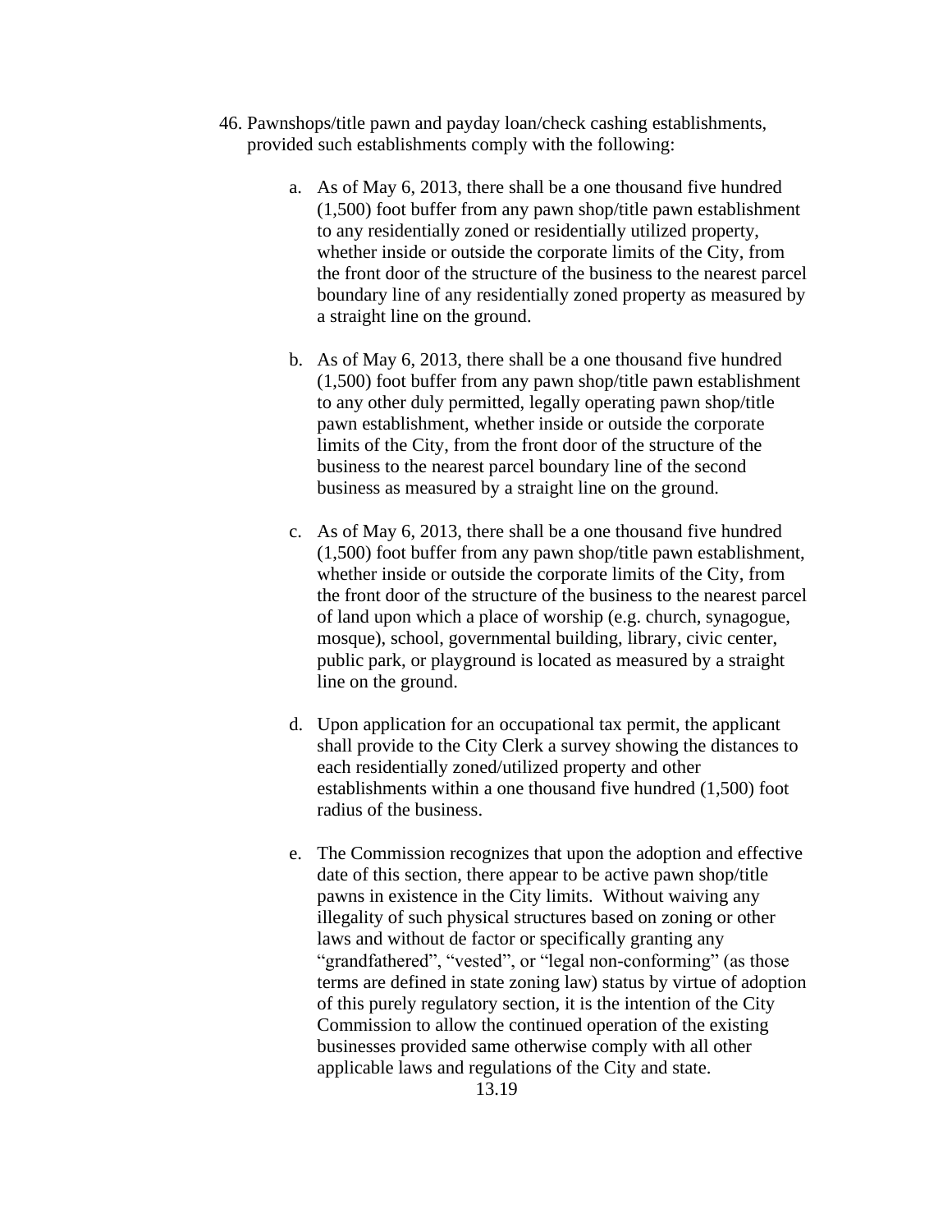46. Pawnshops/title pawn and payday loan/check cashing establishments, provided such establishments comply with the following:

    a. As of May 6, 2013, there shall be a one thousand five hundred (1,500) foot buffer from any pawn shop/title pawn establishment to any residentially zoned or residentially utilized property, whether inside or outside the corporate limits of the City, from the front door of the structure of the business to the nearest parcel boundary line of any residentially zoned property as measured by a straight line on the ground.

    b. As of May 6, 2013, there shall be a one thousand five hundred (1,500) foot buffer from any pawn shop/title pawn establishment to any other duly permitted, legally operating pawn shop/title pawn establishment, whether inside or outside the corporate limits of the City, from the front door of the structure of the business to the nearest parcel boundary line of the second business as measured by a straight line on the ground.

    c. As of May 6, 2013, there shall be a one thousand five hundred (1,500) foot buffer from any pawn shop/title pawn establishment, whether inside or outside the corporate limits of the City, from the front door of the structure of the business to the nearest parcel of land upon which a place of worship (e.g. church, synagogue, mosque), school, governmental building, library, civic center, public park, or playground is located as measured by a straight line on the ground.

    d. Upon application for an occupational tax permit, the applicant shall provide to the City Clerk a survey showing the distances to each residentially zoned/utilized property and other establishments within a one thousand five hundred (1,500) foot radius of the business.

    e. The Commission recognizes that upon the adoption and effective date of this section, there appear to be active pawn shop/title pawns in existence in the City limits. Without waiving any illegality of such physical structures based on zoning or other laws and without de factor or specifically granting any "grandfathered", "vested", or "legal non-conforming" (as those terms are defined in state zoning law) status by virtue of adoption of this purely regulatory section, it is the intention of the City Commission to allow the continued operation of the existing businesses provided same otherwise comply with all other applicable laws and regulations of the City and state.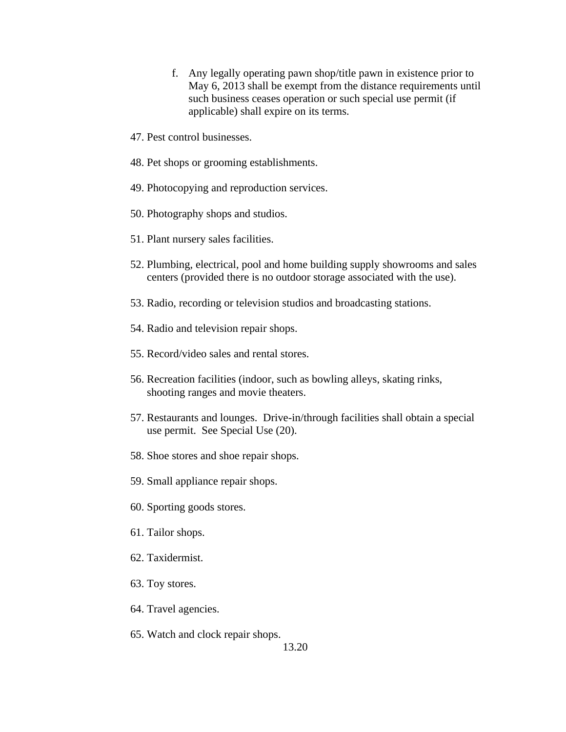f. Any legally operating pawn shop/title pawn in existence prior to May 6, 2013 shall be exempt from the distance requirements until such business ceases operation or such special use permit (if applicable) shall expire on its terms.

47. Pest control businesses.

48. Pet shops or grooming establishments.

49. Photocopying and reproduction services.

50. Photography shops and studios.

51. Plant nursery sales facilities.

52. Plumbing, electrical, pool and home building supply showrooms and sales centers (provided there is no outdoor storage associated with the use).

53. Radio, recording or television studios and broadcasting stations.

54. Radio and television repair shops.

55. Record/video sales and rental stores.

56. Recreation facilities (indoor, such as bowling alleys, skating rinks, shooting ranges and movie theaters.

57. Restaurants and lounges. Drive-in/through facilities shall obtain a special use permit. See Special Use (20).

58. Shoe stores and shoe repair shops.

59. Small appliance repair shops.

60. Sporting goods stores.

61. Tailor shops.

62. Taxidermist.

63. Toy stores.

64. Travel agencies.

65. Watch and clock repair shops.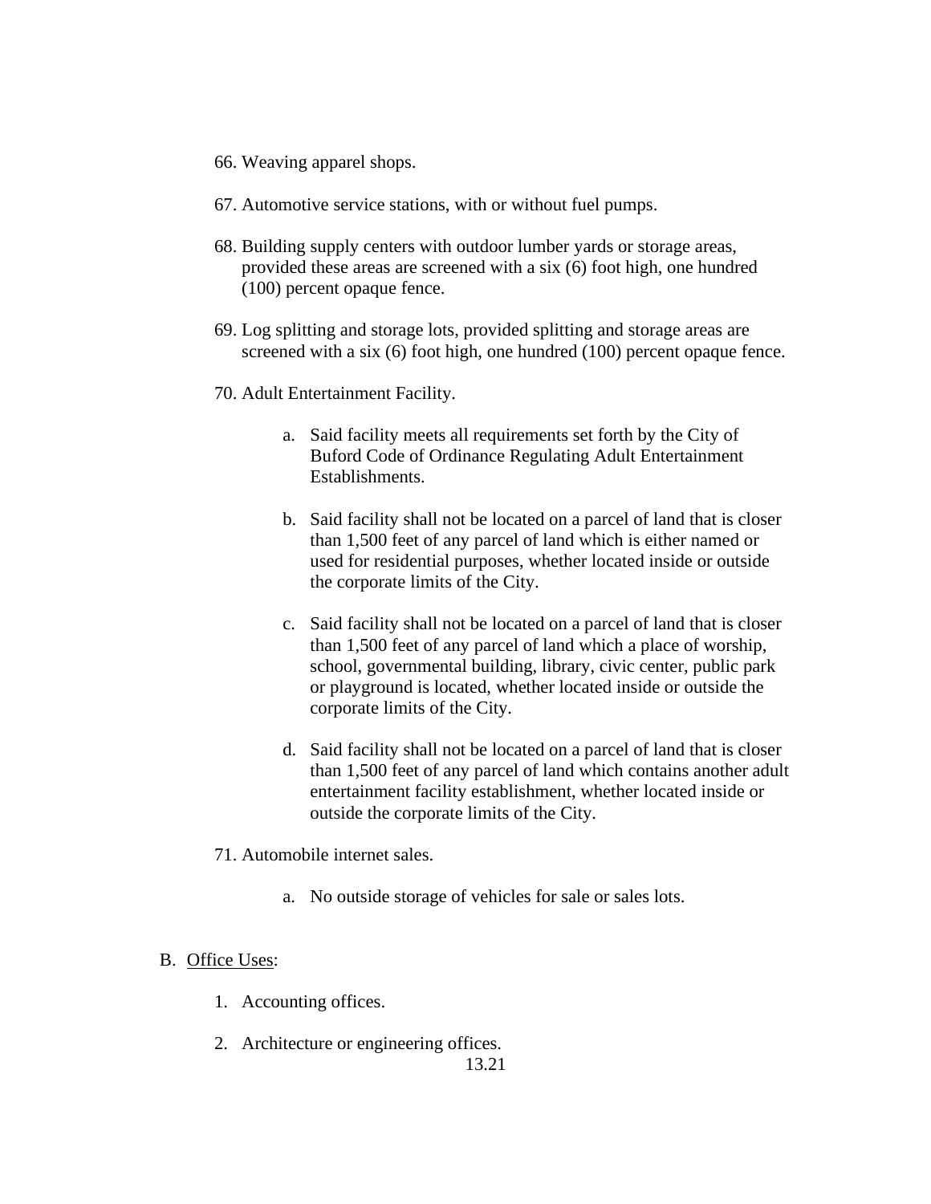66. Weaving apparel shops.

67. Automotive service stations, with or without fuel pumps.

68. Building supply centers with outdoor lumber yards or storage areas, provided these areas are screened with a six (6) foot high, one hundred (100) percent opaque fence.

69. Log splitting and storage lots, provided splitting and storage areas are screened with a six (6) foot high, one hundred (100) percent opaque fence.

70. Adult Entertainment Facility.

    a. Said facility meets all requirements set forth by the City of Buford Code of Ordinance Regulating Adult Entertainment Establishments.

    b. Said facility shall not be located on a parcel of land that is closer than 1,500 feet of any parcel of land which is either named or used for residential purposes, whether located inside or outside the corporate limits of the City.

    c. Said facility shall not be located on a parcel of land that is closer than 1,500 feet of any parcel of land which a place of worship, school, governmental building, library, civic center, public park or playground is located, whether located inside or outside the corporate limits of the City.

    d. Said facility shall not be located on a parcel of land that is closer than 1,500 feet of any parcel of land which contains another adult entertainment facility establishment, whether located inside or outside the corporate limits of the City.

71. Automobile internet sales.

    a. No outside storage of vehicles for sale or sales lots.

B. Office Uses:

1. Accounting offices.

2. Architecture or engineering offices.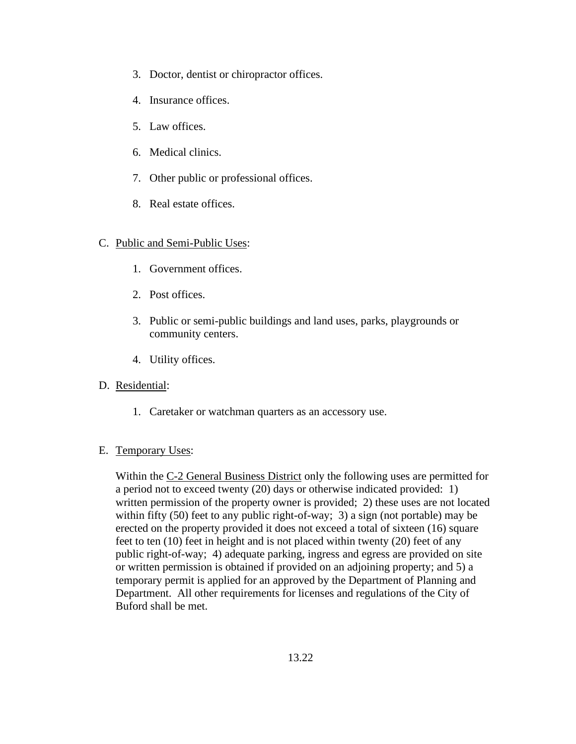3. Doctor, dentist or chiropractor offices.

4. Insurance offices.

5. Law offices.

6. Medical clinics.

7. Other public or professional offices.

8. Real estate offices.

C. <u>Public and Semi-Public Uses</u>:

1. Government offices.

2. Post offices.

3. Public or semi-public buildings and land uses, parks, playgrounds or community centers.

4. Utility offices.

D. <u>Residential</u>:

1. Caretaker or watchman quarters as an accessory use.

E. <u>Temporary Uses</u>:

Within the <u>C-2 General Business District</u> only the following uses are permitted for a period not to exceed twenty (20) days or otherwise indicated provided: 1) written permission of the property owner is provided; 2) these uses are not located within fifty (50) feet to any public right-of-way; 3) a sign (not portable) may be erected on the property provided it does not exceed a total of sixteen (16) square feet to ten (10) feet in height and is not placed within twenty (20) feet of any public right-of-way; 4) adequate parking, ingress and egress are provided on site or written permission is obtained if provided on an adjoining property; and 5) a temporary permit is applied for an approved by the Department of Planning and Department. All other requirements for licenses and regulations of the City of Buford shall be met.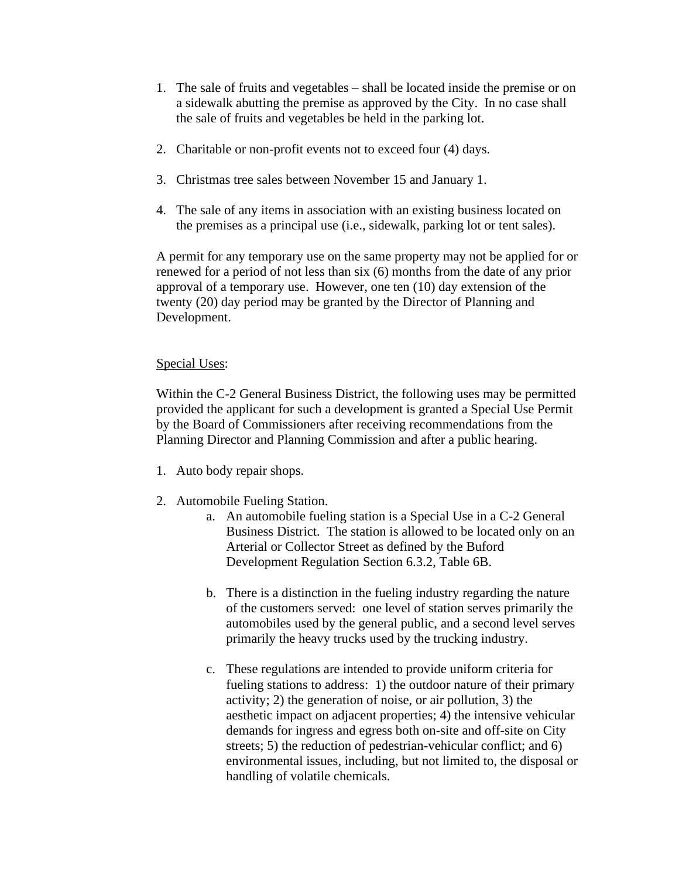1. The sale of fruits and vegetables – shall be located inside the premise or on a sidewalk abutting the premise as approved by the City. In no case shall the sale of fruits and vegetables be held in the parking lot.

2. Charitable or non-profit events not to exceed four (4) days.

3. Christmas tree sales between November 15 and January 1.

4. The sale of any items in association with an existing business located on the premises as a principal use (i.e., sidewalk, parking lot or tent sales).

A permit for any temporary use on the same property may not be applied for or renewed for a period of not less than six (6) months from the date of any prior approval of a temporary use. However, one ten (10) day extension of the twenty (20) day period may be granted by the Director of Planning and Development.

<u>Special Uses</u>:

Within the C-2 General Business District, the following uses may be permitted provided the applicant for such a development is granted a Special Use Permit by the Board of Commissioners after receiving recommendations from the Planning Director and Planning Commission and after a public hearing.

1. Auto body repair shops.

2. Automobile Fueling Station.
   a. An automobile fueling station is a Special Use in a C-2 General Business District. The station is allowed to be located only on an Arterial or Collector Street as defined by the Buford Development Regulation Section 6.3.2, Table 6B.

   b. There is a distinction in the fueling industry regarding the nature of the customers served: one level of station serves primarily the automobiles used by the general public, and a second level serves primarily the heavy trucks used by the trucking industry.

   c. These regulations are intended to provide uniform criteria for fueling stations to address: 1) the outdoor nature of their primary activity; 2) the generation of noise, or air pollution, 3) the aesthetic impact on adjacent properties; 4) the intensive vehicular demands for ingress and egress both on-site and off-site on City streets; 5) the reduction of pedestrian-vehicular conflict; and 6) environmental issues, including, but not limited to, the disposal or handling of volatile chemicals.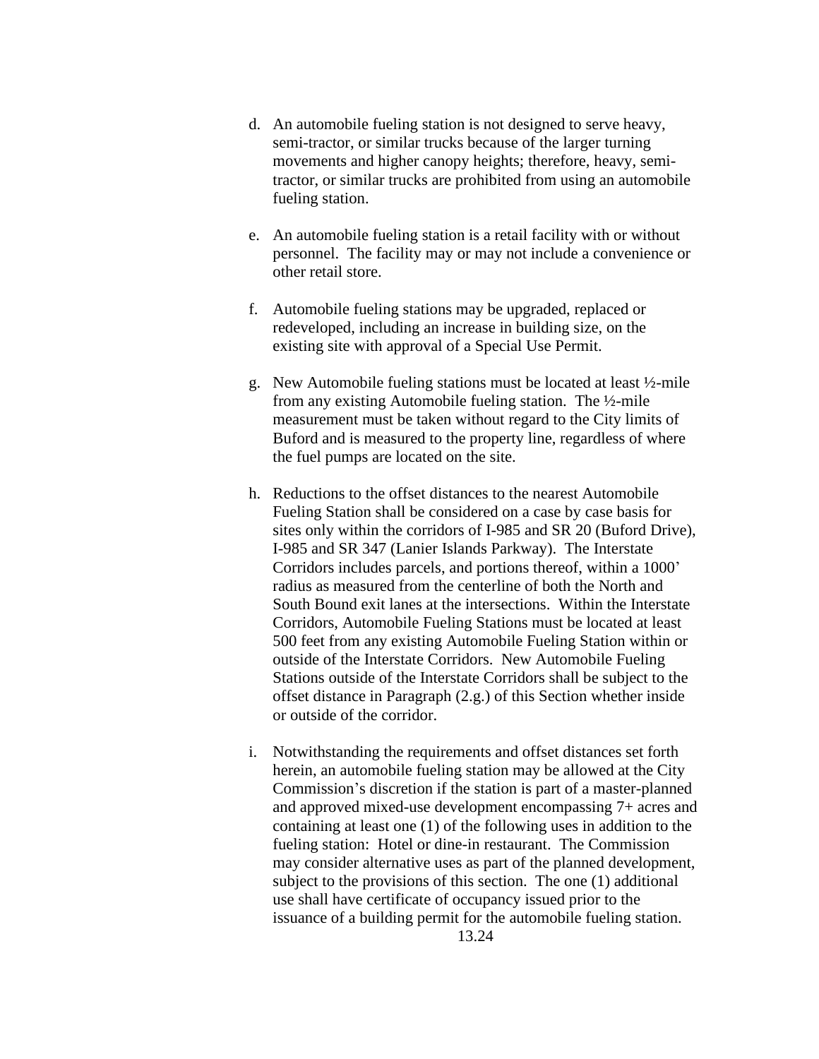d. An automobile fueling station is not designed to serve heavy, semi-tractor, or similar trucks because of the larger turning movements and higher canopy heights; therefore, heavy, semi-tractor, or similar trucks are prohibited from using an automobile fueling station.

e. An automobile fueling station is a retail facility with or without personnel. The facility may or may not include a convenience or other retail store.

f. Automobile fueling stations may be upgraded, replaced or redeveloped, including an increase in building size, on the existing site with approval of a Special Use Permit.

g. New Automobile fueling stations must be located at least ½-mile from any existing Automobile fueling station. The ½-mile measurement must be taken without regard to the City limits of Buford and is measured to the property line, regardless of where the fuel pumps are located on the site.

h. Reductions to the offset distances to the nearest Automobile Fueling Station shall be considered on a case by case basis for sites only within the corridors of I-985 and SR 20 (Buford Drive), I-985 and SR 347 (Lanier Islands Parkway). The Interstate Corridors includes parcels, and portions thereof, within a 1000' radius as measured from the centerline of both the North and South Bound exit lanes at the intersections. Within the Interstate Corridors, Automobile Fueling Stations must be located at least 500 feet from any existing Automobile Fueling Station within or outside of the Interstate Corridors. New Automobile Fueling Stations outside of the Interstate Corridors shall be subject to the offset distance in Paragraph (2.g.) of this Section whether inside or outside of the corridor.

i. Notwithstanding the requirements and offset distances set forth herein, an automobile fueling station may be allowed at the City Commission's discretion if the station is part of a master-planned and approved mixed-use development encompassing 7+ acres and containing at least one (1) of the following uses in addition to the fueling station: Hotel or dine-in restaurant. The Commission may consider alternative uses as part of the planned development, subject to the provisions of this section. The one (1) additional use shall have certificate of occupancy issued prior to the issuance of a building permit for the automobile fueling station.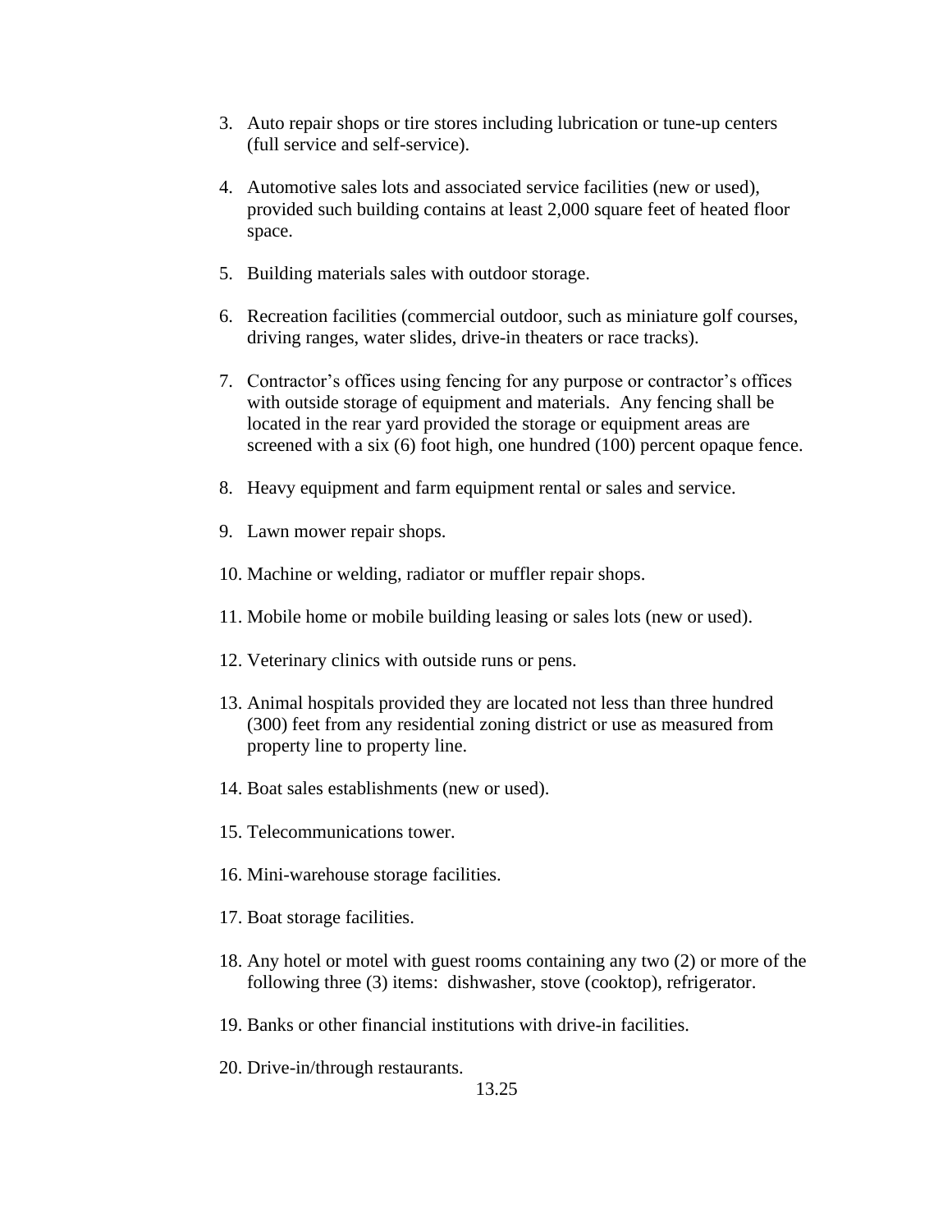3. Auto repair shops or tire stores including lubrication or tune-up centers (full service and self-service).

4. Automotive sales lots and associated service facilities (new or used), provided such building contains at least 2,000 square feet of heated floor space.

5. Building materials sales with outdoor storage.

6. Recreation facilities (commercial outdoor, such as miniature golf courses, driving ranges, water slides, drive-in theaters or race tracks).

7. Contractor's offices using fencing for any purpose or contractor's offices with outside storage of equipment and materials. Any fencing shall be located in the rear yard provided the storage or equipment areas are screened with a six (6) foot high, one hundred (100) percent opaque fence.

8. Heavy equipment and farm equipment rental or sales and service.

9. Lawn mower repair shops.

10. Machine or welding, radiator or muffler repair shops.

11. Mobile home or mobile building leasing or sales lots (new or used).

12. Veterinary clinics with outside runs or pens.

13. Animal hospitals provided they are located not less than three hundred (300) feet from any residential zoning district or use as measured from property line to property line.

14. Boat sales establishments (new or used).

15. Telecommunications tower.

16. Mini-warehouse storage facilities.

17. Boat storage facilities.

18. Any hotel or motel with guest rooms containing any two (2) or more of the following three (3) items: dishwasher, stove (cooktop), refrigerator.

19. Banks or other financial institutions with drive-in facilities.

20. Drive-in/through restaurants.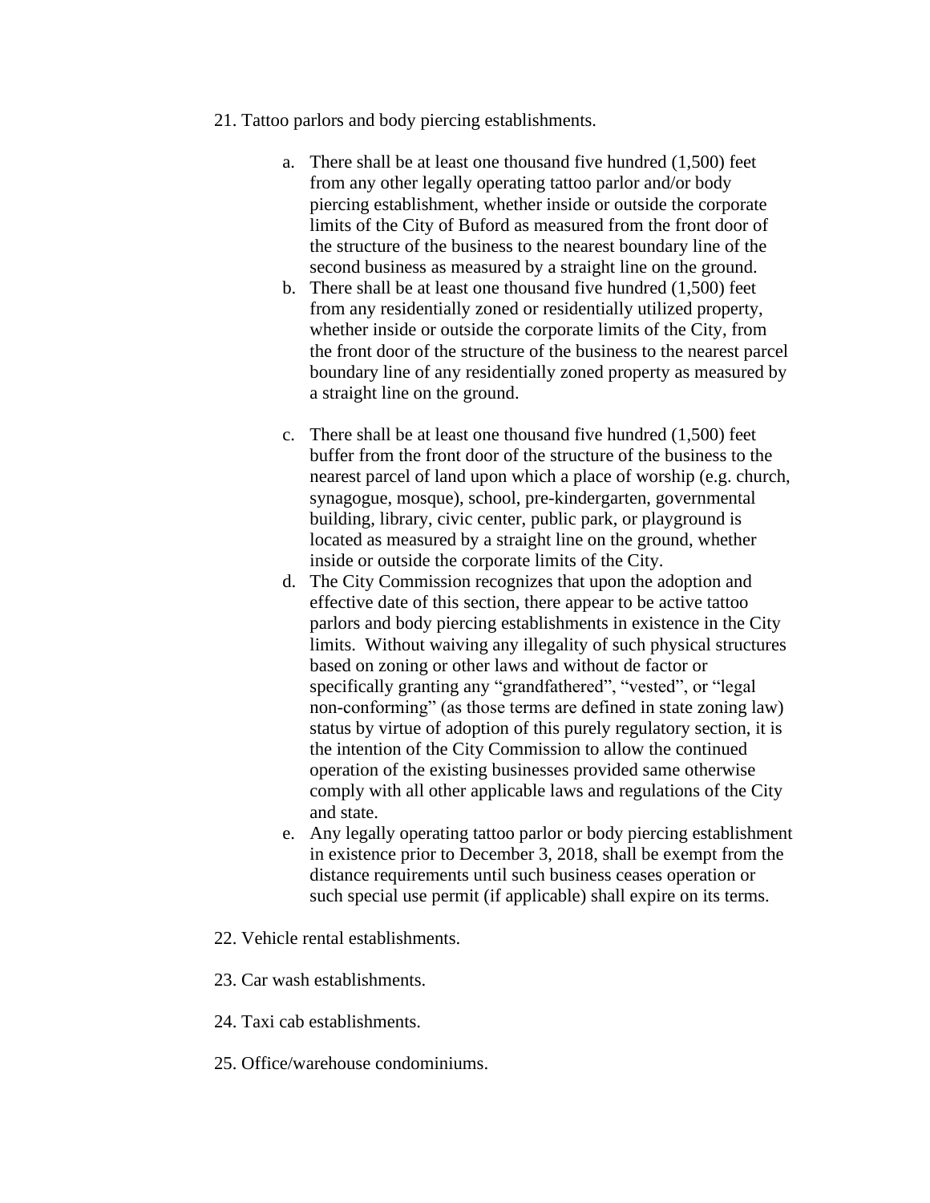21. Tattoo parlors and body piercing establishments.

    a. There shall be at least one thousand five hundred (1,500) feet from any other legally operating tattoo parlor and/or body piercing establishment, whether inside or outside the corporate limits of the City of Buford as measured from the front door of the structure of the business to the nearest boundary line of the second business as measured by a straight line on the ground.
    b. There shall be at least one thousand five hundred (1,500) feet from any residentially zoned or residentially utilized property, whether inside or outside the corporate limits of the City, from the front door of the structure of the business to the nearest parcel boundary line of any residentially zoned property as measured by a straight line on the ground.
    c. There shall be at least one thousand five hundred (1,500) feet buffer from the front door of the structure of the business to the nearest parcel of land upon which a place of worship (e.g. church, synagogue, mosque), school, pre-kindergarten, governmental building, library, civic center, public park, or playground is located as measured by a straight line on the ground, whether inside or outside the corporate limits of the City.
    d. The City Commission recognizes that upon the adoption and effective date of this section, there appear to be active tattoo parlors and body piercing establishments in existence in the City limits. Without waiving any illegality of such physical structures based on zoning or other laws and without de factor or specifically granting any "grandfathered", "vested", or "legal non-conforming" (as those terms are defined in state zoning law) status by virtue of adoption of this purely regulatory section, it is the intention of the City Commission to allow the continued operation of the existing businesses provided same otherwise comply with all other applicable laws and regulations of the City and state.
    e. Any legally operating tattoo parlor or body piercing establishment in existence prior to December 3, 2018, shall be exempt from the distance requirements until such business ceases operation or such special use permit (if applicable) shall expire on its terms.

22. Vehicle rental establishments.

23. Car wash establishments.

24. Taxi cab establishments.

25. Office/warehouse condominiums.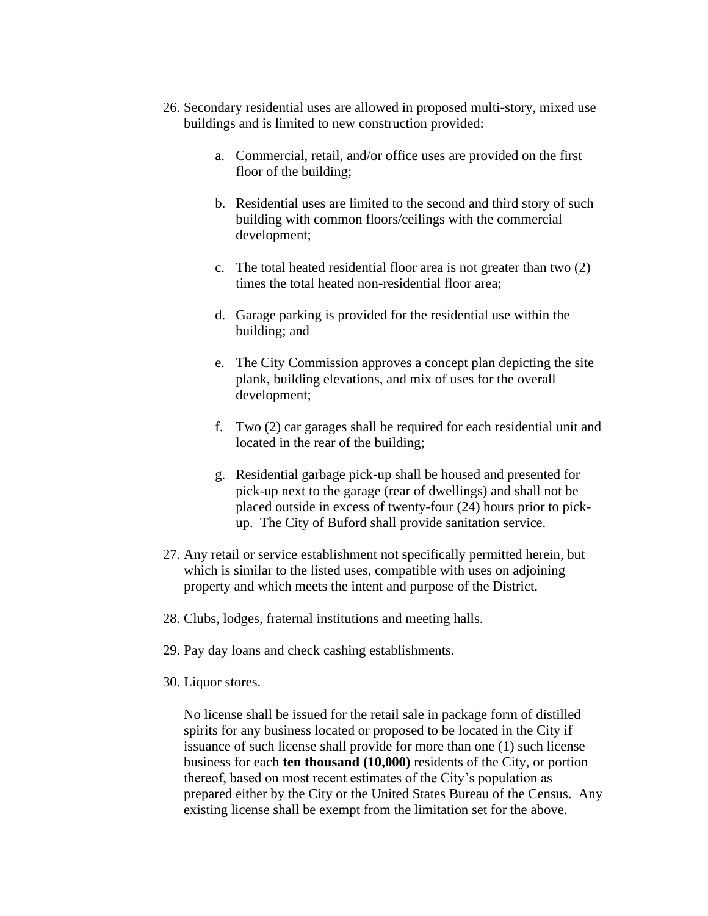26. Secondary residential uses are allowed in proposed multi-story, mixed use buildings and is limited to new construction provided:

    a. Commercial, retail, and/or office uses are provided on the first floor of the building;

    b. Residential uses are limited to the second and third story of such building with common floors/ceilings with the commercial development;

    c. The total heated residential floor area is not greater than two (2) times the total heated non-residential floor area;

    d. Garage parking is provided for the residential use within the building; and

    e. The City Commission approves a concept plan depicting the site plank, building elevations, and mix of uses for the overall development;

    f. Two (2) car garages shall be required for each residential unit and located in the rear of the building;

    g. Residential garbage pick-up shall be housed and presented for pick-up next to the garage (rear of dwellings) and shall not be placed outside in excess of twenty-four (24) hours prior to pick-up. The City of Buford shall provide sanitation service.

27. Any retail or service establishment not specifically permitted herein, but which is similar to the listed uses, compatible with uses on adjoining property and which meets the intent and purpose of the District.

28. Clubs, lodges, fraternal institutions and meeting halls.

29. Pay day loans and check cashing establishments.

30. Liquor stores.

    No license shall be issued for the retail sale in package form of distilled spirits for any business located or proposed to be located in the City if issuance of such license shall provide for more than one (1) such license business for each **ten thousand (10,000)** residents of the City, or portion thereof, based on most recent estimates of the City's population as prepared either by the City or the United States Bureau of the Census. Any existing license shall be exempt from the limitation set for the above.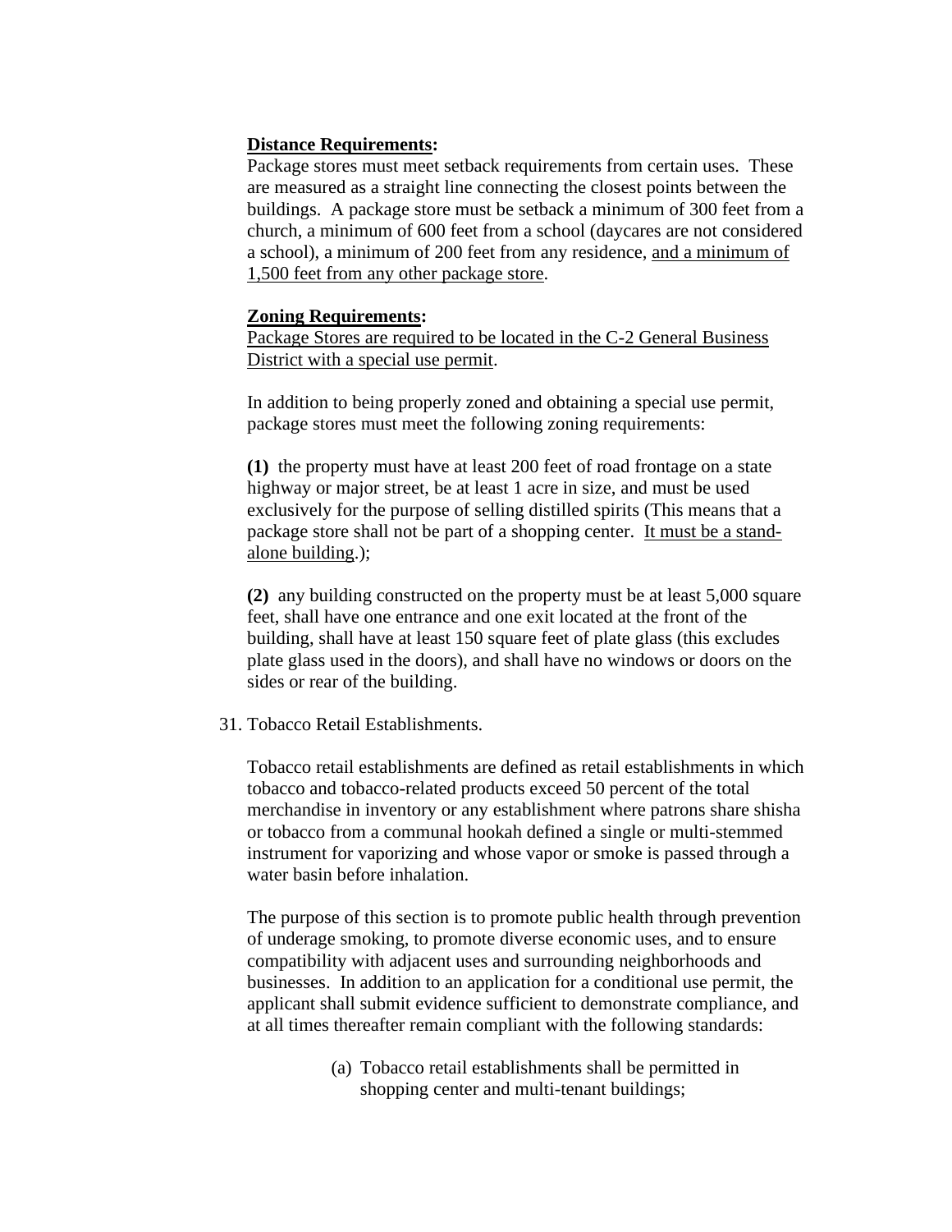**<u>Distance Requirements</u>:**
Package stores must meet setback requirements from certain uses. These are measured as a straight line connecting the closest points between the buildings. A package store must be setback a minimum of 300 feet from a church, a minimum of 600 feet from a school (daycares are not considered a school), a minimum of 200 feet from any residence, <u>and a minimum of 1,500 feet from any other package store</u>.

**<u>Zoning Requirements</u>:**
<u>Package Stores are required to be located in the C-2 General Business District with a special use permit</u>.

In addition to being properly zoned and obtaining a special use permit, package stores must meet the following zoning requirements:

**(1)** the property must have at least 200 feet of road frontage on a state highway or major street, be at least 1 acre in size, and must be used exclusively for the purpose of selling distilled spirits (This means that a package store shall not be part of a shopping center. <u>It must be a stand-alone building</u>.);

**(2)** any building constructed on the property must be at least 5,000 square feet, shall have one entrance and one exit located at the front of the building, shall have at least 150 square feet of plate glass (this excludes plate glass used in the doors), and shall have no windows or doors on the sides or rear of the building.

31. Tobacco Retail Establishments.

Tobacco retail establishments are defined as retail establishments in which tobacco and tobacco-related products exceed 50 percent of the total merchandise in inventory or any establishment where patrons share shisha or tobacco from a communal hookah defined a single or multi-stemmed instrument for vaporizing and whose vapor or smoke is passed through a water basin before inhalation.

The purpose of this section is to promote public health through prevention of underage smoking, to promote diverse economic uses, and to ensure compatibility with adjacent uses and surrounding neighborhoods and businesses. In addition to an application for a conditional use permit, the applicant shall submit evidence sufficient to demonstrate compliance, and at all times thereafter remain compliant with the following standards:

(a) Tobacco retail establishments shall be permitted in shopping center and multi-tenant buildings;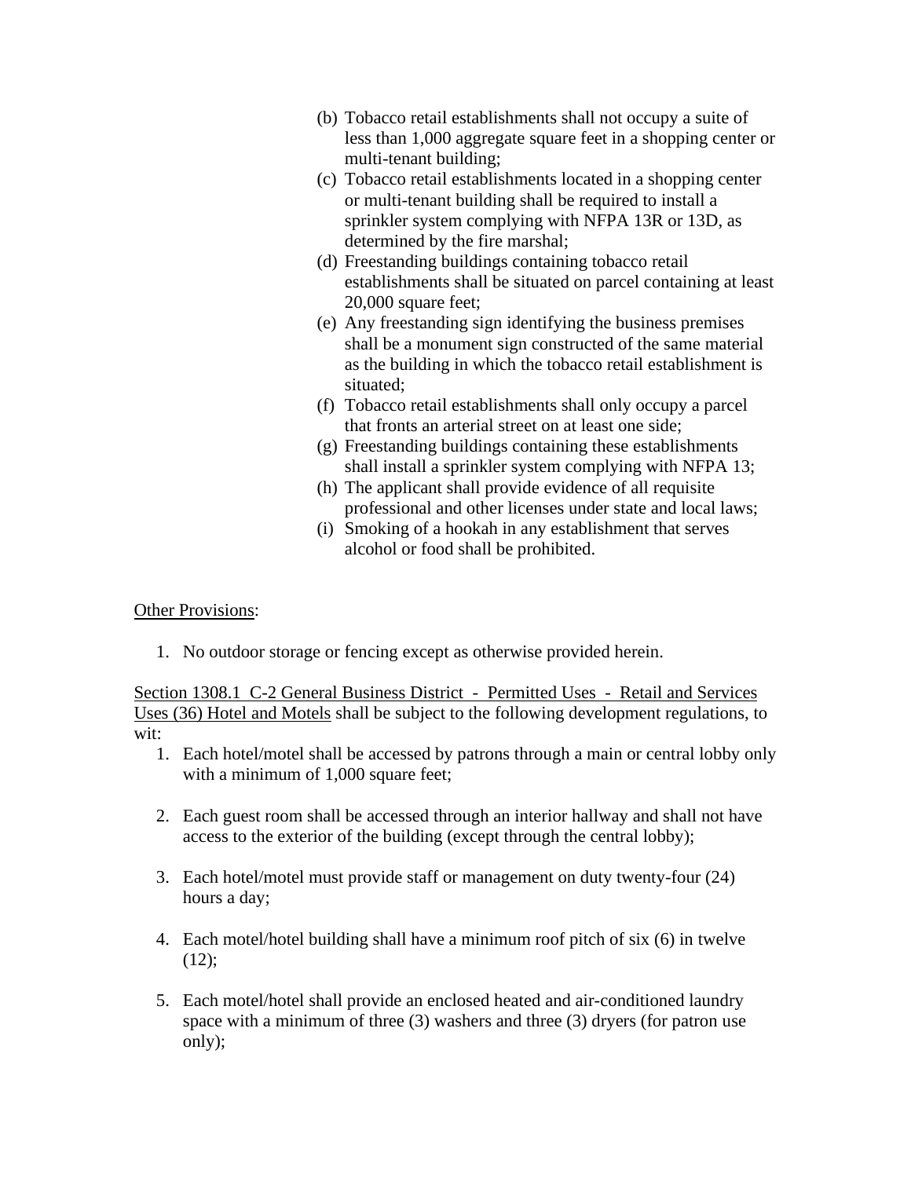(b) Tobacco retail establishments shall not occupy a suite of less than 1,000 aggregate square feet in a shopping center or multi-tenant building;

(c) Tobacco retail establishments located in a shopping center or multi-tenant building shall be required to install a sprinkler system complying with NFPA 13R or 13D, as determined by the fire marshal;

(d) Freestanding buildings containing tobacco retail establishments shall be situated on parcel containing at least 20,000 square feet;

(e) Any freestanding sign identifying the business premises shall be a monument sign constructed of the same material as the building in which the tobacco retail establishment is situated;

(f) Tobacco retail establishments shall only occupy a parcel that fronts an arterial street on at least one side;

(g) Freestanding buildings containing these establishments shall install a sprinkler system complying with NFPA 13;

(h) The applicant shall provide evidence of all requisite professional and other licenses under state and local laws;

(i) Smoking of a hookah in any establishment that serves alcohol or food shall be prohibited.

<u>Other Provisions</u>:

1. No outdoor storage or fencing except as otherwise provided herein.

<u>Section 1308.1 C-2 General Business District - Permitted Uses - Retail and Services Uses (36) Hotel and Motels</u> shall be subject to the following development regulations, to wit:

1. Each hotel/motel shall be accessed by patrons through a main or central lobby only with a minimum of 1,000 square feet;

2. Each guest room shall be accessed through an interior hallway and shall not have access to the exterior of the building (except through the central lobby);

3. Each hotel/motel must provide staff or management on duty twenty-four (24) hours a day;

4. Each motel/hotel building shall have a minimum roof pitch of six (6) in twelve (12);

5. Each motel/hotel shall provide an enclosed heated and air-conditioned laundry space with a minimum of three (3) washers and three (3) dryers (for patron use only);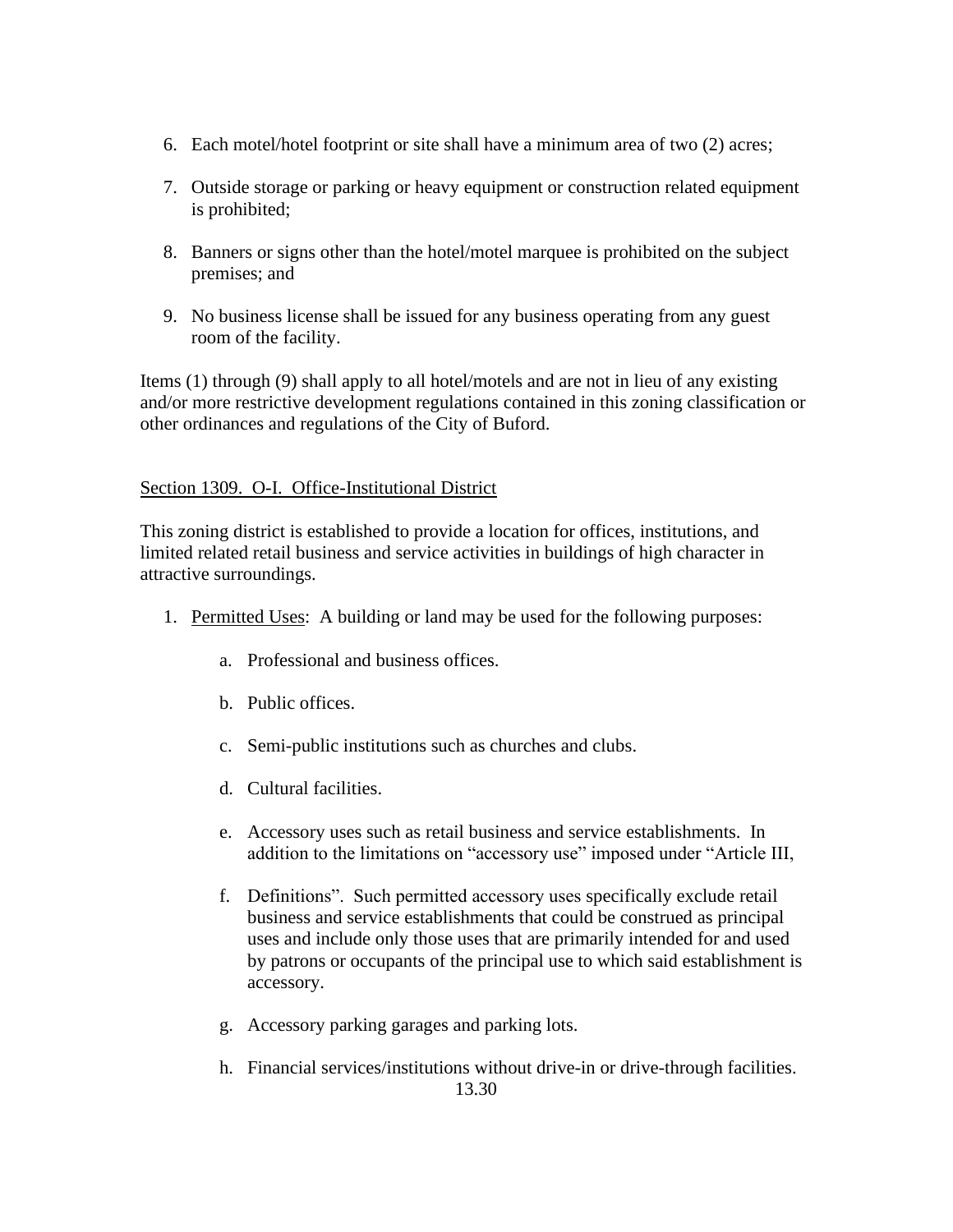6. Each motel/hotel footprint or site shall have a minimum area of two (2) acres;

7. Outside storage or parking or heavy equipment or construction related equipment is prohibited;

8. Banners or signs other than the hotel/motel marquee is prohibited on the subject premises; and

9. No business license shall be issued for any business operating from any guest room of the facility.

Items (1) through (9) shall apply to all hotel/motels and are not in lieu of any existing and/or more restrictive development regulations contained in this zoning classification or other ordinances and regulations of the City of Buford.

## Section 1309. O-I. Office-Institutional District

This zoning district is established to provide a location for offices, institutions, and limited related retail business and service activities in buildings of high character in attractive surroundings.

1. Permitted Uses: A building or land may be used for the following purposes:

   a. Professional and business offices.

   b. Public offices.

   c. Semi-public institutions such as churches and clubs.

   d. Cultural facilities.

   e. Accessory uses such as retail business and service establishments. In addition to the limitations on "accessory use" imposed under "Article III,

   f. Definitions". Such permitted accessory uses specifically exclude retail business and service establishments that could be construed as principal uses and include only those uses that are primarily intended for and used by patrons or occupants of the principal use to which said establishment is accessory.

   g. Accessory parking garages and parking lots.

   h. Financial services/institutions without drive-in or drive-through facilities.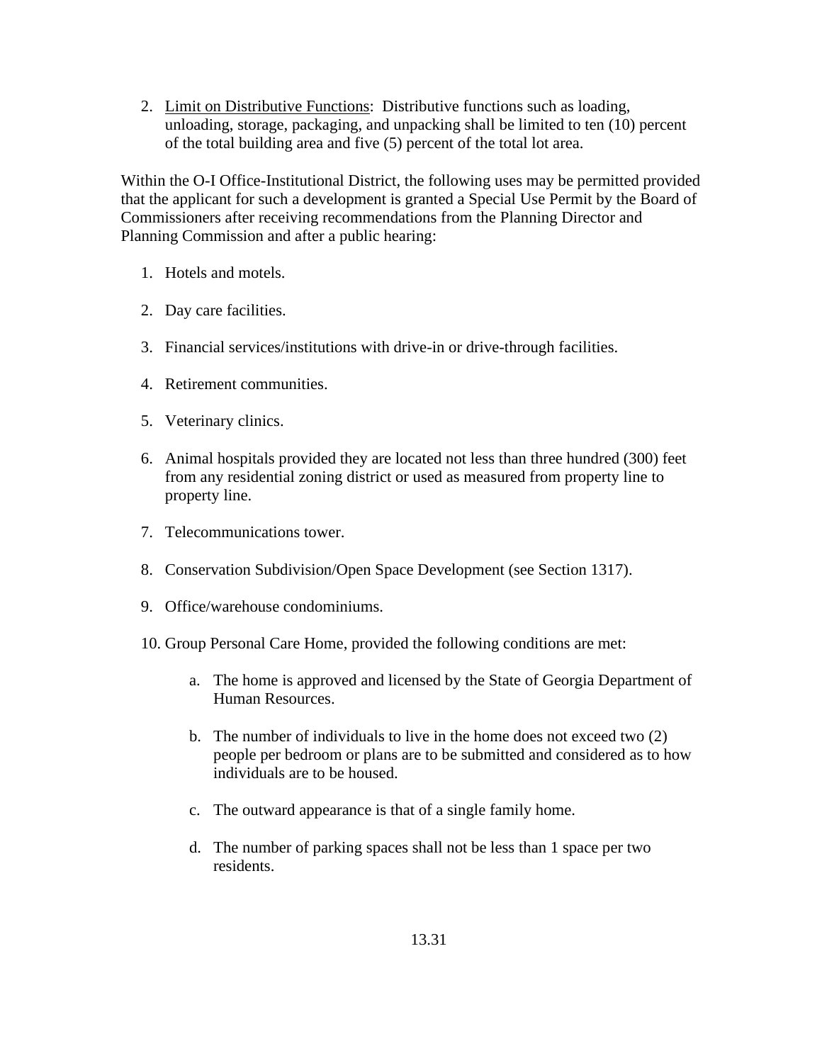2. <u>Limit on Distributive Functions</u>: Distributive functions such as loading, unloading, storage, packaging, and unpacking shall be limited to ten (10) percent of the total building area and five (5) percent of the total lot area.

Within the O-I Office-Institutional District, the following uses may be permitted provided that the applicant for such a development is granted a Special Use Permit by the Board of Commissioners after receiving recommendations from the Planning Director and Planning Commission and after a public hearing:

1. Hotels and motels.

2. Day care facilities.

3. Financial services/institutions with drive-in or drive-through facilities.

4. Retirement communities.

5. Veterinary clinics.

6. Animal hospitals provided they are located not less than three hundred (300) feet from any residential zoning district or used as measured from property line to property line.

7. Telecommunications tower.

8. Conservation Subdivision/Open Space Development (see Section 1317).

9. Office/warehouse condominiums.

10. Group Personal Care Home, provided the following conditions are met:

    a. The home is approved and licensed by the State of Georgia Department of Human Resources.

    b. The number of individuals to live in the home does not exceed two (2) people per bedroom or plans are to be submitted and considered as to how individuals are to be housed.

    c. The outward appearance is that of a single family home.

    d. The number of parking spaces shall not be less than 1 space per two residents.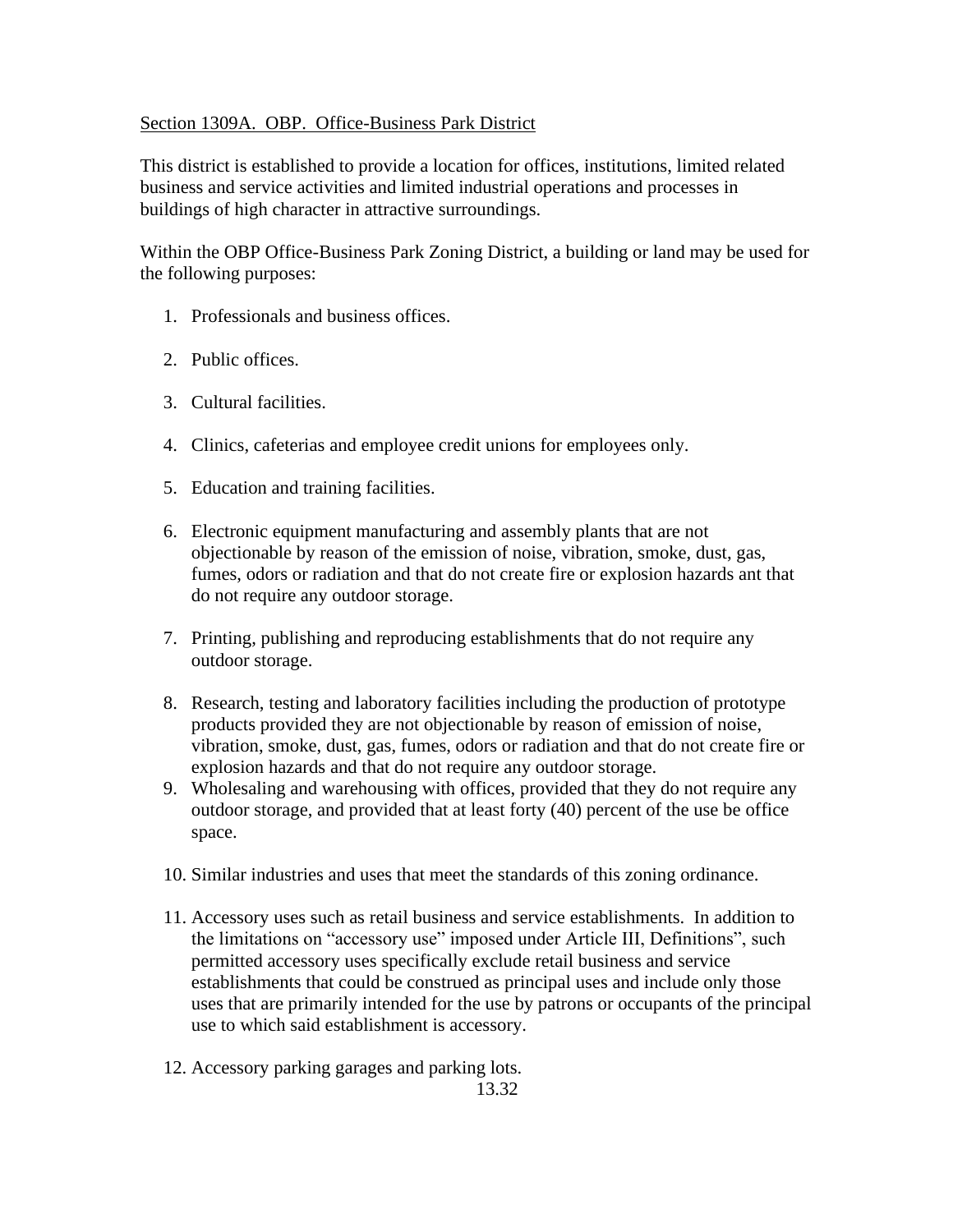Section 1309A. OBP. Office-Business Park District

This district is established to provide a location for offices, institutions, limited related business and service activities and limited industrial operations and processes in buildings of high character in attractive surroundings.

Within the OBP Office-Business Park Zoning District, a building or land may be used for the following purposes:

1. Professionals and business offices.

2. Public offices.

3. Cultural facilities.

4. Clinics, cafeterias and employee credit unions for employees only.

5. Education and training facilities.

6. Electronic equipment manufacturing and assembly plants that are not objectionable by reason of the emission of noise, vibration, smoke, dust, gas, fumes, odors or radiation and that do not create fire or explosion hazards ant that do not require any outdoor storage.

7. Printing, publishing and reproducing establishments that do not require any outdoor storage.

8. Research, testing and laboratory facilities including the production of prototype products provided they are not objectionable by reason of emission of noise, vibration, smoke, dust, gas, fumes, odors or radiation and that do not create fire or explosion hazards and that do not require any outdoor storage.
9. Wholesaling and warehousing with offices, provided that they do not require any outdoor storage, and provided that at least forty (40) percent of the use be office space.

10. Similar industries and uses that meet the standards of this zoning ordinance.

11. Accessory uses such as retail business and service establishments. In addition to the limitations on "accessory use" imposed under Article III, Definitions", such permitted accessory uses specifically exclude retail business and service establishments that could be construed as principal uses and include only those uses that are primarily intended for the use by patrons or occupants of the principal use to which said establishment is accessory.

12. Accessory parking garages and parking lots.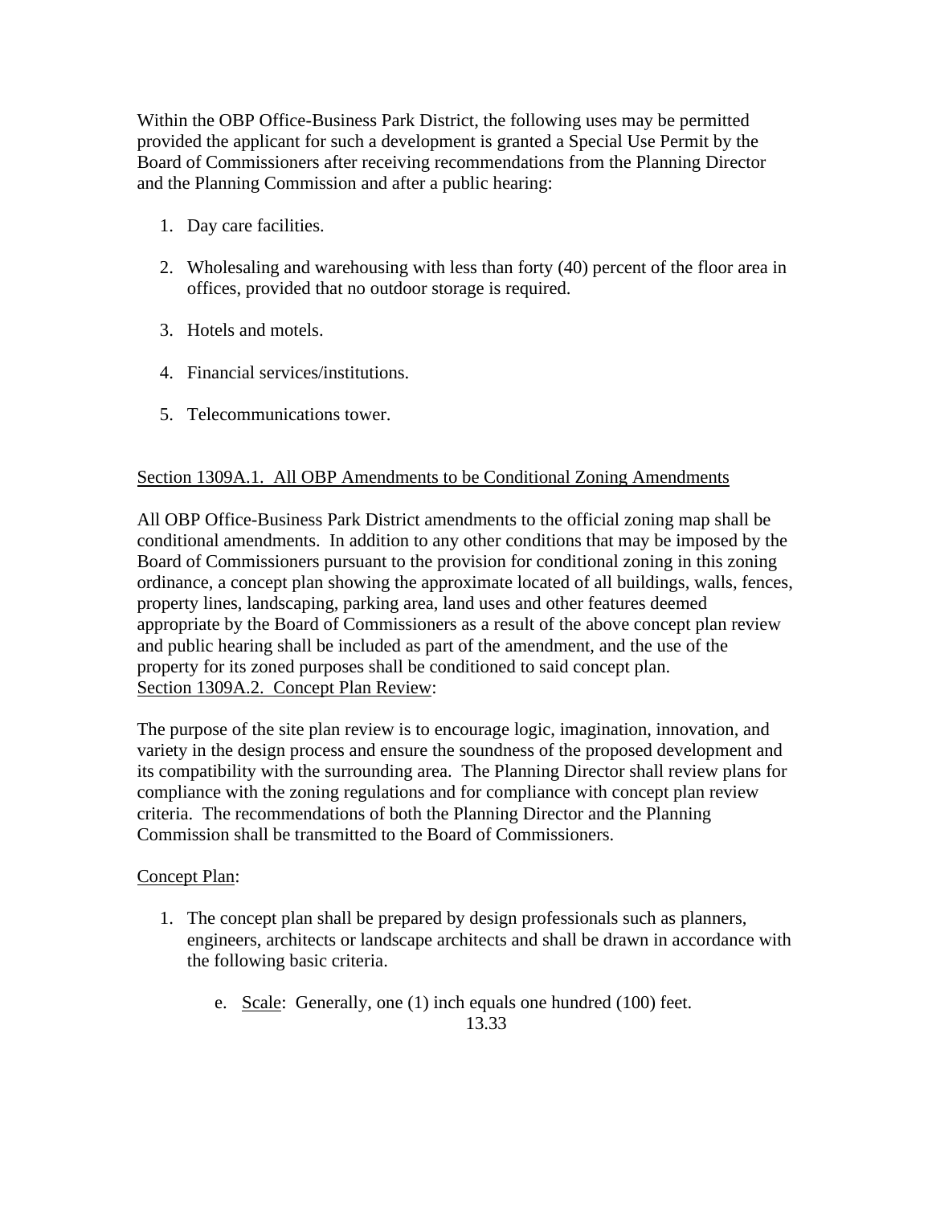Within the OBP Office-Business Park District, the following uses may be permitted provided the applicant for such a development is granted a Special Use Permit by the Board of Commissioners after receiving recommendations from the Planning Director and the Planning Commission and after a public hearing:

1. Day care facilities.

2. Wholesaling and warehousing with less than forty (40) percent of the floor area in offices, provided that no outdoor storage is required.

3. Hotels and motels.

4. Financial services/institutions.

5. Telecommunications tower.

<u>Section 1309A.1. All OBP Amendments to be Conditional Zoning Amendments</u>

All OBP Office-Business Park District amendments to the official zoning map shall be conditional amendments. In addition to any other conditions that may be imposed by the Board of Commissioners pursuant to the provision for conditional zoning in this zoning ordinance, a concept plan showing the approximate located of all buildings, walls, fences, property lines, landscaping, parking area, land uses and other features deemed appropriate by the Board of Commissioners as a result of the above concept plan review and public hearing shall be included as part of the amendment, and the use of the property for its zoned purposes shall be conditioned to said concept plan.

<u>Section 1309A.2. Concept Plan Review</u>:

The purpose of the site plan review is to encourage logic, imagination, innovation, and variety in the design process and ensure the soundness of the proposed development and its compatibility with the surrounding area. The Planning Director shall review plans for compliance with the zoning regulations and for compliance with concept plan review criteria. The recommendations of both the Planning Director and the Planning Commission shall be transmitted to the Board of Commissioners.

<u>Concept Plan</u>:

1. The concept plan shall be prepared by design professionals such as planners, engineers, architects or landscape architects and shall be drawn in accordance with the following basic criteria.

    e. <u>Scale</u>: Generally, one (1) inch equals one hundred (100) feet.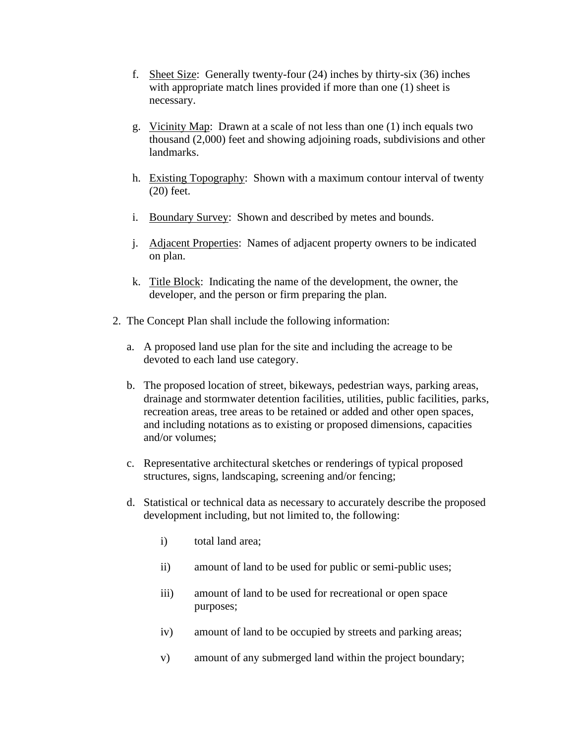f. Sheet Size: Generally twenty-four (24) inches by thirty-six (36) inches with appropriate match lines provided if more than one (1) sheet is necessary.

g. Vicinity Map: Drawn at a scale of not less than one (1) inch equals two thousand (2,000) feet and showing adjoining roads, subdivisions and other landmarks.

h. Existing Topography: Shown with a maximum contour interval of twenty (20) feet.

i. Boundary Survey: Shown and described by metes and bounds.

j. Adjacent Properties: Names of adjacent property owners to be indicated on plan.

k. Title Block: Indicating the name of the development, the owner, the developer, and the person or firm preparing the plan.

2. The Concept Plan shall include the following information:

   a. A proposed land use plan for the site and including the acreage to be devoted to each land use category.

   b. The proposed location of street, bikeways, pedestrian ways, parking areas, drainage and stormwater detention facilities, utilities, public facilities, parks, recreation areas, tree areas to be retained or added and other open spaces, and including notations as to existing or proposed dimensions, capacities and/or volumes;

   c. Representative architectural sketches or renderings of typical proposed structures, signs, landscaping, screening and/or fencing;

   d. Statistical or technical data as necessary to accurately describe the proposed development including, but not limited to, the following:

      i) total land area;

      ii) amount of land to be used for public or semi-public uses;

      iii) amount of land to be used for recreational or open space purposes;

      iv) amount of land to be occupied by streets and parking areas;

      v) amount of any submerged land within the project boundary;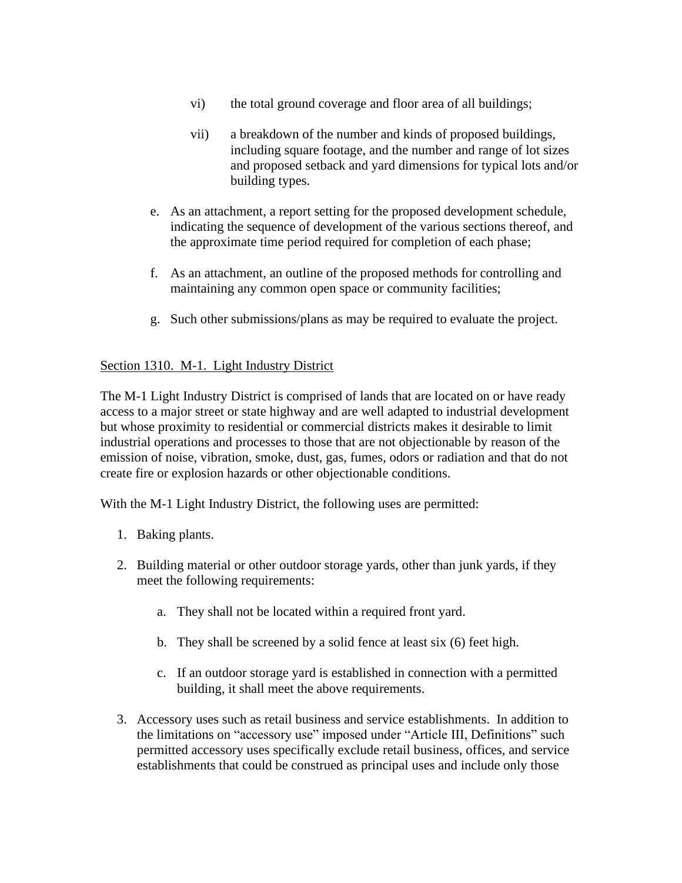vi) the total ground coverage and floor area of all buildings;

vii) a breakdown of the number and kinds of proposed buildings, including square footage, and the number and range of lot sizes and proposed setback and yard dimensions for typical lots and/or building types.

e. As an attachment, a report setting for the proposed development schedule, indicating the sequence of development of the various sections thereof, and the approximate time period required for completion of each phase;

f. As an attachment, an outline of the proposed methods for controlling and maintaining any common open space or community facilities;

g. Such other submissions/plans as may be required to evaluate the project.

## Section 1310. M-1. Light Industry District

The M-1 Light Industry District is comprised of lands that are located on or have ready access to a major street or state highway and are well adapted to industrial development but whose proximity to residential or commercial districts makes it desirable to limit industrial operations and processes to those that are not objectionable by reason of the emission of noise, vibration, smoke, dust, gas, fumes, odors or radiation and that do not create fire or explosion hazards or other objectionable conditions.

With the M-1 Light Industry District, the following uses are permitted:

1. Baking plants.

2. Building material or other outdoor storage yards, other than junk yards, if they meet the following requirements:

   a. They shall not be located within a required front yard.

   b. They shall be screened by a solid fence at least six (6) feet high.

   c. If an outdoor storage yard is established in connection with a permitted building, it shall meet the above requirements.

3. Accessory uses such as retail business and service establishments. In addition to the limitations on "accessory use" imposed under "Article III, Definitions" such permitted accessory uses specifically exclude retail business, offices, and service establishments that could be construed as principal uses and include only those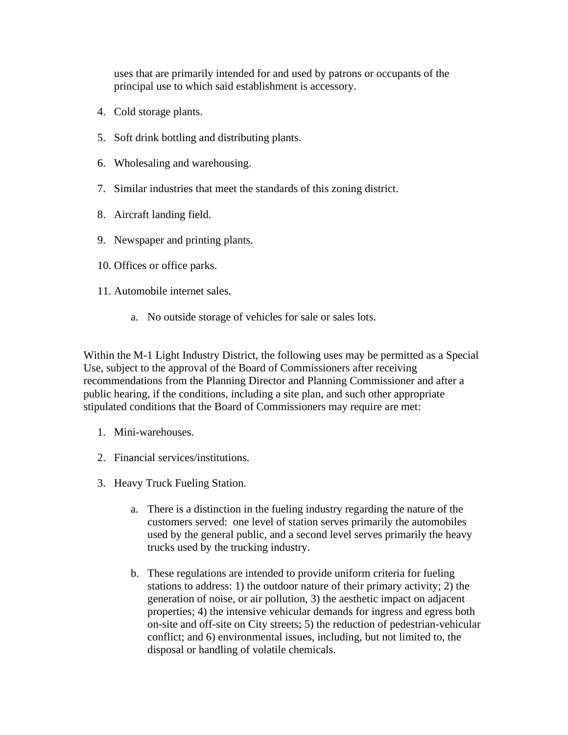uses that are primarily intended for and used by patrons or occupants of the principal use to which said establishment is accessory.

4. Cold storage plants.

5. Soft drink bottling and distributing plants.

6. Wholesaling and warehousing.

7. Similar industries that meet the standards of this zoning district.

8. Aircraft landing field.

9. Newspaper and printing plants.

10. Offices or office parks.

11. Automobile internet sales.

    a. No outside storage of vehicles for sale or sales lots.

Within the M-1 Light Industry District, the following uses may be permitted as a Special Use, subject to the approval of the Board of Commissioners after receiving recommendations from the Planning Director and Planning Commissioner and after a public hearing, if the conditions, including a site plan, and such other appropriate stipulated conditions that the Board of Commissioners may require are met:

1. Mini-warehouses.

2. Financial services/institutions.

3. Heavy Truck Fueling Station.

    a. There is a distinction in the fueling industry regarding the nature of the customers served: one level of station serves primarily the automobiles used by the general public, and a second level serves primarily the heavy trucks used by the trucking industry.

    b. These regulations are intended to provide uniform criteria for fueling stations to address: 1) the outdoor nature of their primary activity; 2) the generation of noise, or air pollution, 3) the aesthetic impact on adjacent properties; 4) the intensive vehicular demands for ingress and egress both on-site and off-site on City streets; 5) the reduction of pedestrian-vehicular conflict; and 6) environmental issues, including, but not limited to, the disposal or handling of volatile chemicals.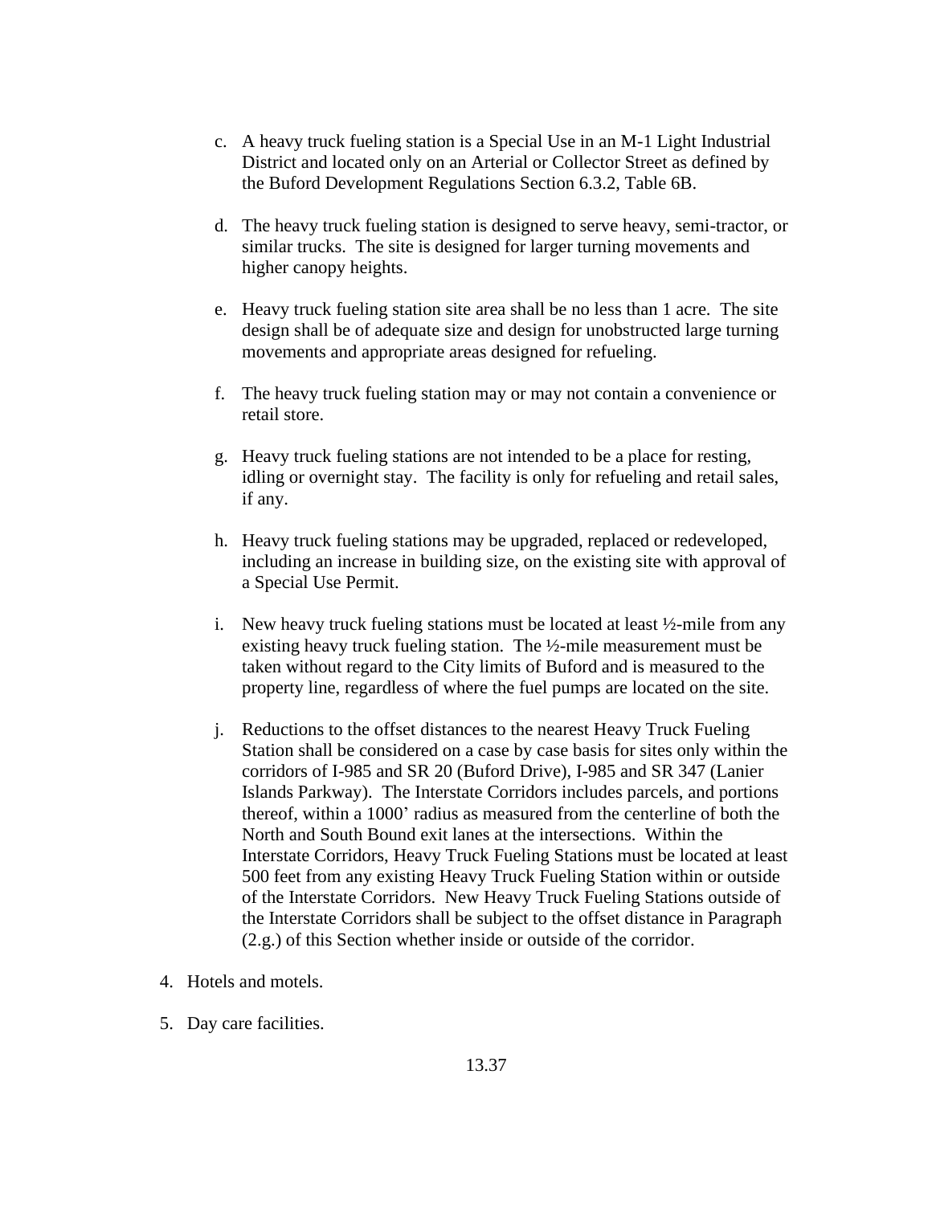c. A heavy truck fueling station is a Special Use in an M-1 Light Industrial District and located only on an Arterial or Collector Street as defined by the Buford Development Regulations Section 6.3.2, Table 6B.

d. The heavy truck fueling station is designed to serve heavy, semi-tractor, or similar trucks. The site is designed for larger turning movements and higher canopy heights.

e. Heavy truck fueling station site area shall be no less than 1 acre. The site design shall be of adequate size and design for unobstructed large turning movements and appropriate areas designed for refueling.

f. The heavy truck fueling station may or may not contain a convenience or retail store.

g. Heavy truck fueling stations are not intended to be a place for resting, idling or overnight stay. The facility is only for refueling and retail sales, if any.

h. Heavy truck fueling stations may be upgraded, replaced or redeveloped, including an increase in building size, on the existing site with approval of a Special Use Permit.

i. New heavy truck fueling stations must be located at least ½-mile from any existing heavy truck fueling station. The ½-mile measurement must be taken without regard to the City limits of Buford and is measured to the property line, regardless of where the fuel pumps are located on the site.

j. Reductions to the offset distances to the nearest Heavy Truck Fueling Station shall be considered on a case by case basis for sites only within the corridors of I-985 and SR 20 (Buford Drive), I-985 and SR 347 (Lanier Islands Parkway). The Interstate Corridors includes parcels, and portions thereof, within a 1000' radius as measured from the centerline of both the North and South Bound exit lanes at the intersections. Within the Interstate Corridors, Heavy Truck Fueling Stations must be located at least 500 feet from any existing Heavy Truck Fueling Station within or outside of the Interstate Corridors. New Heavy Truck Fueling Stations outside of the Interstate Corridors shall be subject to the offset distance in Paragraph (2.g.) of this Section whether inside or outside of the corridor.

4. Hotels and motels.

5. Day care facilities.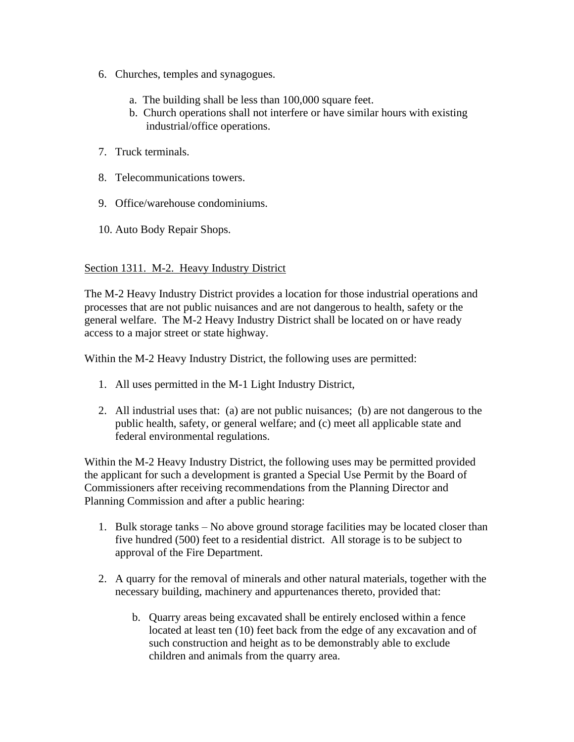6. Churches, temples and synagogues.

    a. The building shall be less than 100,000 square feet.
    b. Church operations shall not interfere or have similar hours with existing industrial/office operations.

7. Truck terminals.

8. Telecommunications towers.

9. Office/warehouse condominiums.

10. Auto Body Repair Shops.

## Section 1311. M-2. Heavy Industry District

The M-2 Heavy Industry District provides a location for those industrial operations and processes that are not public nuisances and are not dangerous to health, safety or the general welfare. The M-2 Heavy Industry District shall be located on or have ready access to a major street or state highway.

Within the M-2 Heavy Industry District, the following uses are permitted:

1. All uses permitted in the M-1 Light Industry District,

2. All industrial uses that: (a) are not public nuisances; (b) are not dangerous to the public health, safety, or general welfare; and (c) meet all applicable state and federal environmental regulations.

Within the M-2 Heavy Industry District, the following uses may be permitted provided the applicant for such a development is granted a Special Use Permit by the Board of Commissioners after receiving recommendations from the Planning Director and Planning Commission and after a public hearing:

1. Bulk storage tanks – No above ground storage facilities may be located closer than five hundred (500) feet to a residential district. All storage is to be subject to approval of the Fire Department.

2. A quarry for the removal of minerals and other natural materials, together with the necessary building, machinery and appurtenances thereto, provided that:

    b. Quarry areas being excavated shall be entirely enclosed within a fence located at least ten (10) feet back from the edge of any excavation and of such construction and height as to be demonstrably able to exclude children and animals from the quarry area.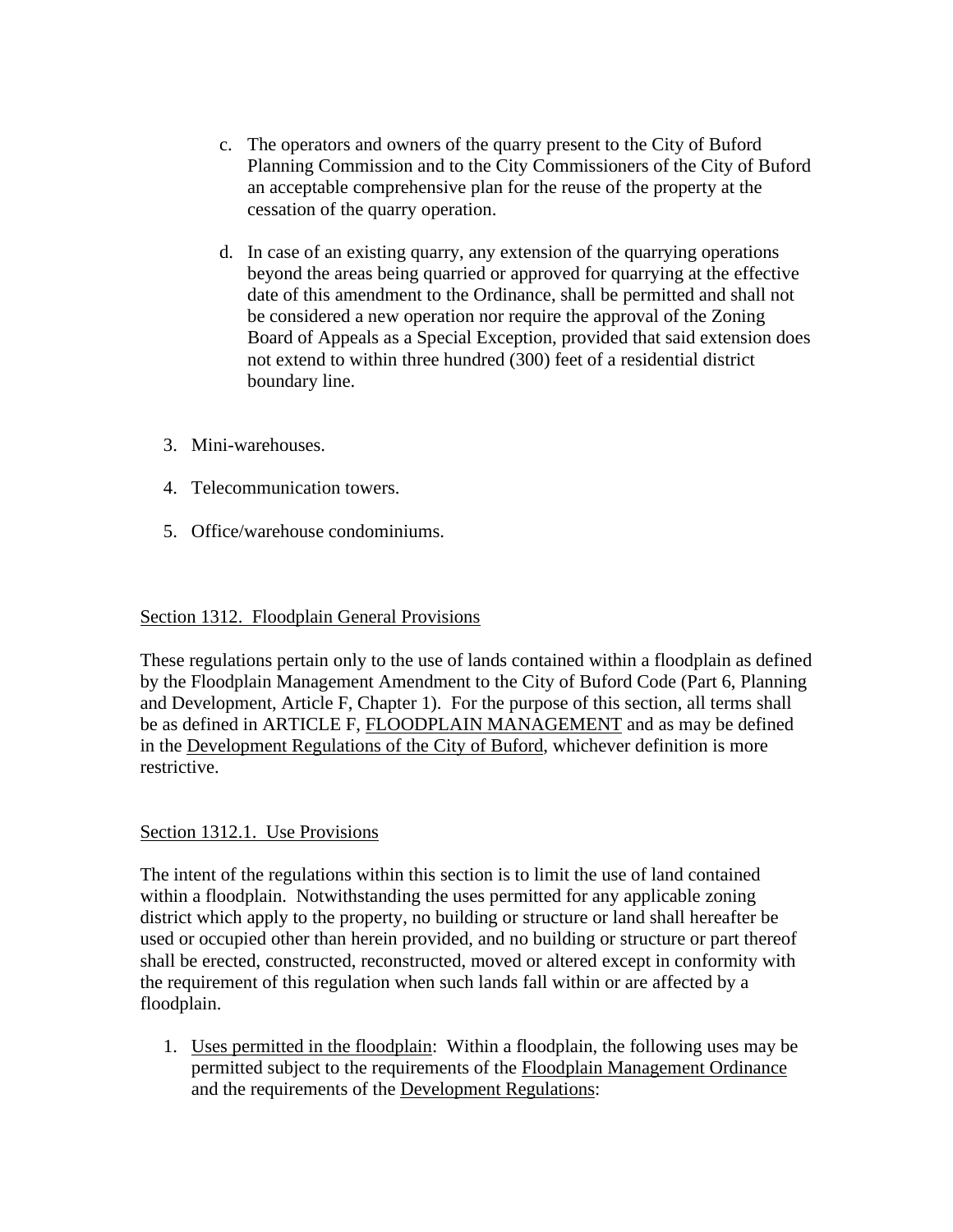c. The operators and owners of the quarry present to the City of Buford Planning Commission and to the City Commissioners of the City of Buford an acceptable comprehensive plan for the reuse of the property at the cessation of the quarry operation.

d. In case of an existing quarry, any extension of the quarrying operations beyond the areas being quarried or approved for quarrying at the effective date of this amendment to the Ordinance, shall be permitted and shall not be considered a new operation nor require the approval of the Zoning Board of Appeals as a Special Exception, provided that said extension does not extend to within three hundred (300) feet of a residential district boundary line.

3. Mini-warehouses.

4. Telecommunication towers.

5. Office/warehouse condominiums.

<u>Section 1312. Floodplain General Provisions</u>

These regulations pertain only to the use of lands contained within a floodplain as defined by the Floodplain Management Amendment to the City of Buford Code (Part 6, Planning and Development, Article F, Chapter 1). For the purpose of this section, all terms shall be as defined in ARTICLE F, <u>FLOODPLAIN MANAGEMENT</u> and as may be defined in the <u>Development Regulations of the City of Buford</u>, whichever definition is more restrictive.

<u>Section 1312.1. Use Provisions</u>

The intent of the regulations within this section is to limit the use of land contained within a floodplain. Notwithstanding the uses permitted for any applicable zoning district which apply to the property, no building or structure or land shall hereafter be used or occupied other than herein provided, and no building or structure or part thereof shall be erected, constructed, reconstructed, moved or altered except in conformity with the requirement of this regulation when such lands fall within or are affected by a floodplain.

1. <u>Uses permitted in the floodplain</u>: Within a floodplain, the following uses may be permitted subject to the requirements of the <u>Floodplain Management Ordinance</u> and the requirements of the <u>Development Regulations</u>: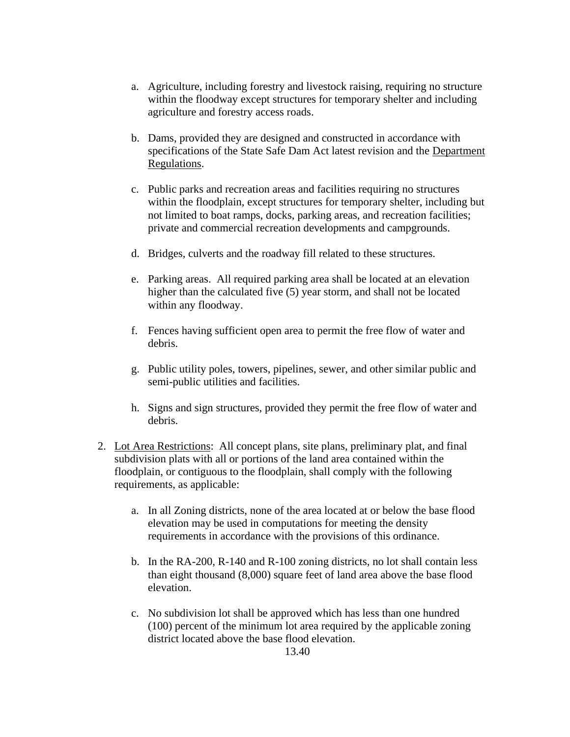a. Agriculture, including forestry and livestock raising, requiring no structure within the floodway except structures for temporary shelter and including agriculture and forestry access roads.

b. Dams, provided they are designed and constructed in accordance with specifications of the State Safe Dam Act latest revision and the <u>Department Regulations</u>.

c. Public parks and recreation areas and facilities requiring no structures within the floodplain, except structures for temporary shelter, including but not limited to boat ramps, docks, parking areas, and recreation facilities; private and commercial recreation developments and campgrounds.

d. Bridges, culverts and the roadway fill related to these structures.

e. Parking areas. All required parking area shall be located at an elevation higher than the calculated five (5) year storm, and shall not be located within any floodway.

f. Fences having sufficient open area to permit the free flow of water and debris.

g. Public utility poles, towers, pipelines, sewer, and other similar public and semi-public utilities and facilities.

h. Signs and sign structures, provided they permit the free flow of water and debris.

2. <u>Lot Area Restrictions</u>: All concept plans, site plans, preliminary plat, and final subdivision plats with all or portions of the land area contained within the floodplain, or contiguous to the floodplain, shall comply with the following requirements, as applicable:

   a. In all Zoning districts, none of the area located at or below the base flood elevation may be used in computations for meeting the density requirements in accordance with the provisions of this ordinance.

   b. In the RA-200, R-140 and R-100 zoning districts, no lot shall contain less than eight thousand (8,000) square feet of land area above the base flood elevation.

   c. No subdivision lot shall be approved which has less than one hundred (100) percent of the minimum lot area required by the applicable zoning district located above the base flood elevation.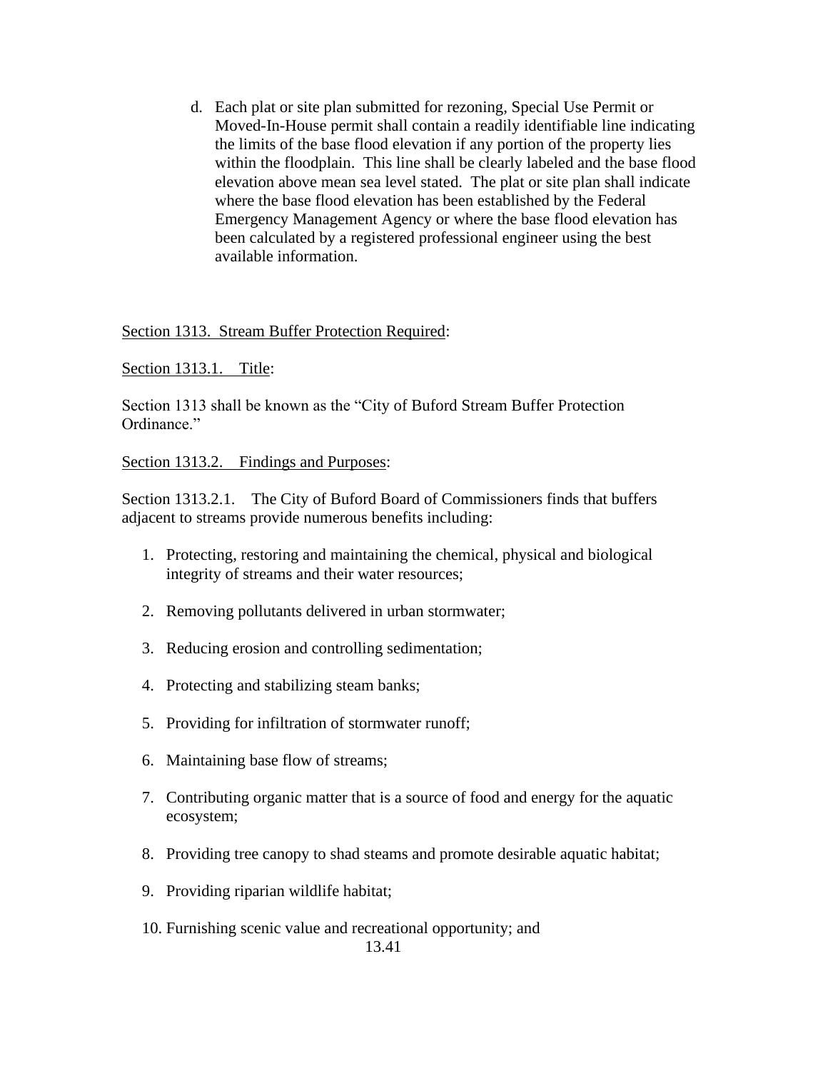d. Each plat or site plan submitted for rezoning, Special Use Permit or Moved-In-House permit shall contain a readily identifiable line indicating the limits of the base flood elevation if any portion of the property lies within the floodplain. This line shall be clearly labeled and the base flood elevation above mean sea level stated. The plat or site plan shall indicate where the base flood elevation has been established by the Federal Emergency Management Agency or where the base flood elevation has been calculated by a registered professional engineer using the best available information.

<u>Section 1313. Stream Buffer Protection Required</u>:

<u>Section 1313.1. Title</u>:

Section 1313 shall be known as the "City of Buford Stream Buffer Protection Ordinance."

<u>Section 1313.2. Findings and Purposes</u>:

Section 1313.2.1. The City of Buford Board of Commissioners finds that buffers adjacent to streams provide numerous benefits including:

1. Protecting, restoring and maintaining the chemical, physical and biological integrity of streams and their water resources;
2. Removing pollutants delivered in urban stormwater;
3. Reducing erosion and controlling sedimentation;
4. Protecting and stabilizing steam banks;
5. Providing for infiltration of stormwater runoff;
6. Maintaining base flow of streams;
7. Contributing organic matter that is a source of food and energy for the aquatic ecosystem;
8. Providing tree canopy to shad steams and promote desirable aquatic habitat;
9. Providing riparian wildlife habitat;
10. Furnishing scenic value and recreational opportunity; and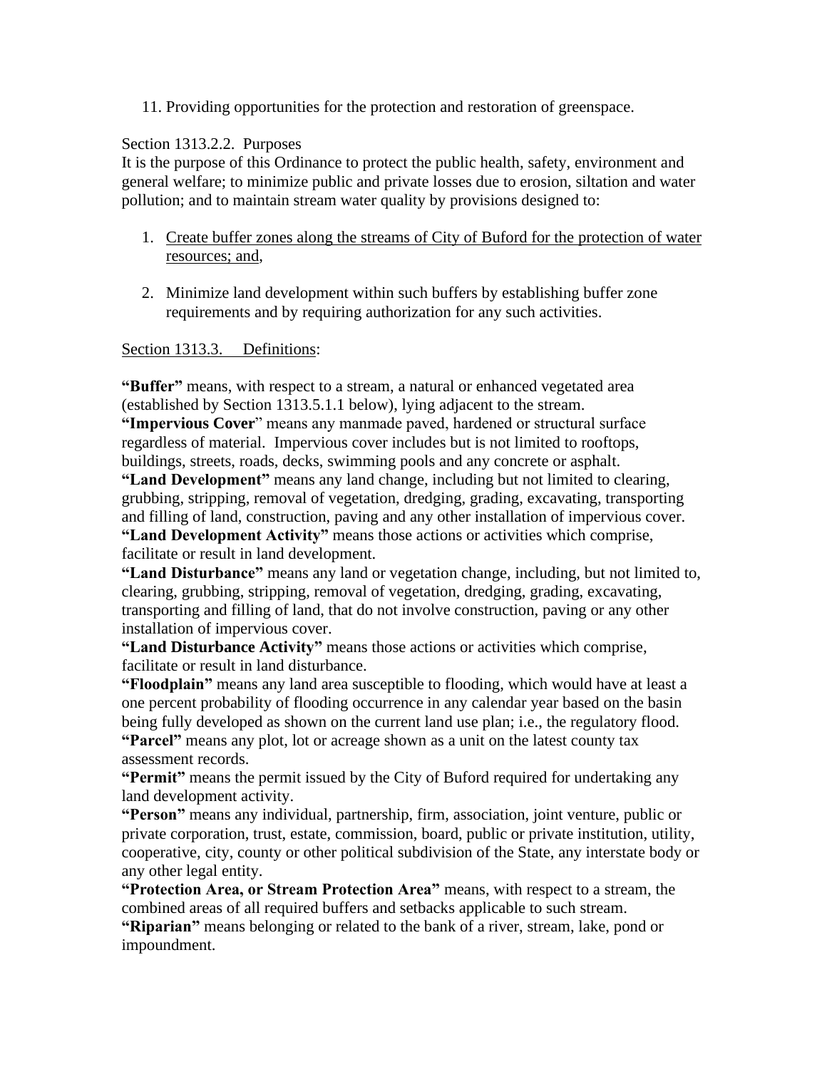11. Providing opportunities for the protection and restoration of greenspace.

Section 1313.2.2. Purposes

It is the purpose of this Ordinance to protect the public health, safety, environment and general welfare; to minimize public and private losses due to erosion, siltation and water pollution; and to maintain stream water quality by provisions designed to:

1. Create buffer zones along the streams of City of Buford for the protection of water resources; and,
2. Minimize land development within such buffers by establishing buffer zone requirements and by requiring authorization for any such activities.

Section 1313.3. Definitions:

**"Buffer"** means, with respect to a stream, a natural or enhanced vegetated area (established by Section 1313.5.1.1 below), lying adjacent to the stream.

**"Impervious Cover"** means any manmade paved, hardened or structural surface regardless of material. Impervious cover includes but is not limited to rooftops, buildings, streets, roads, decks, swimming pools and any concrete or asphalt.

**"Land Development"** means any land change, including but not limited to clearing, grubbing, stripping, removal of vegetation, dredging, grading, excavating, transporting and filling of land, construction, paving and any other installation of impervious cover.

**"Land Development Activity"** means those actions or activities which comprise, facilitate or result in land development.

**"Land Disturbance"** means any land or vegetation change, including, but not limited to, clearing, grubbing, stripping, removal of vegetation, dredging, grading, excavating, transporting and filling of land, that do not involve construction, paving or any other installation of impervious cover.

**"Land Disturbance Activity"** means those actions or activities which comprise, facilitate or result in land disturbance.

**"Floodplain"** means any land area susceptible to flooding, which would have at least a one percent probability of flooding occurrence in any calendar year based on the basin being fully developed as shown on the current land use plan; i.e., the regulatory flood.

**"Parcel"** means any plot, lot or acreage shown as a unit on the latest county tax assessment records.

**"Permit"** means the permit issued by the City of Buford required for undertaking any land development activity.

**"Person"** means any individual, partnership, firm, association, joint venture, public or private corporation, trust, estate, commission, board, public or private institution, utility, cooperative, city, county or other political subdivision of the State, any interstate body or any other legal entity.

**"Protection Area, or Stream Protection Area"** means, with respect to a stream, the combined areas of all required buffers and setbacks applicable to such stream.

**"Riparian"** means belonging or related to the bank of a river, stream, lake, pond or impoundment.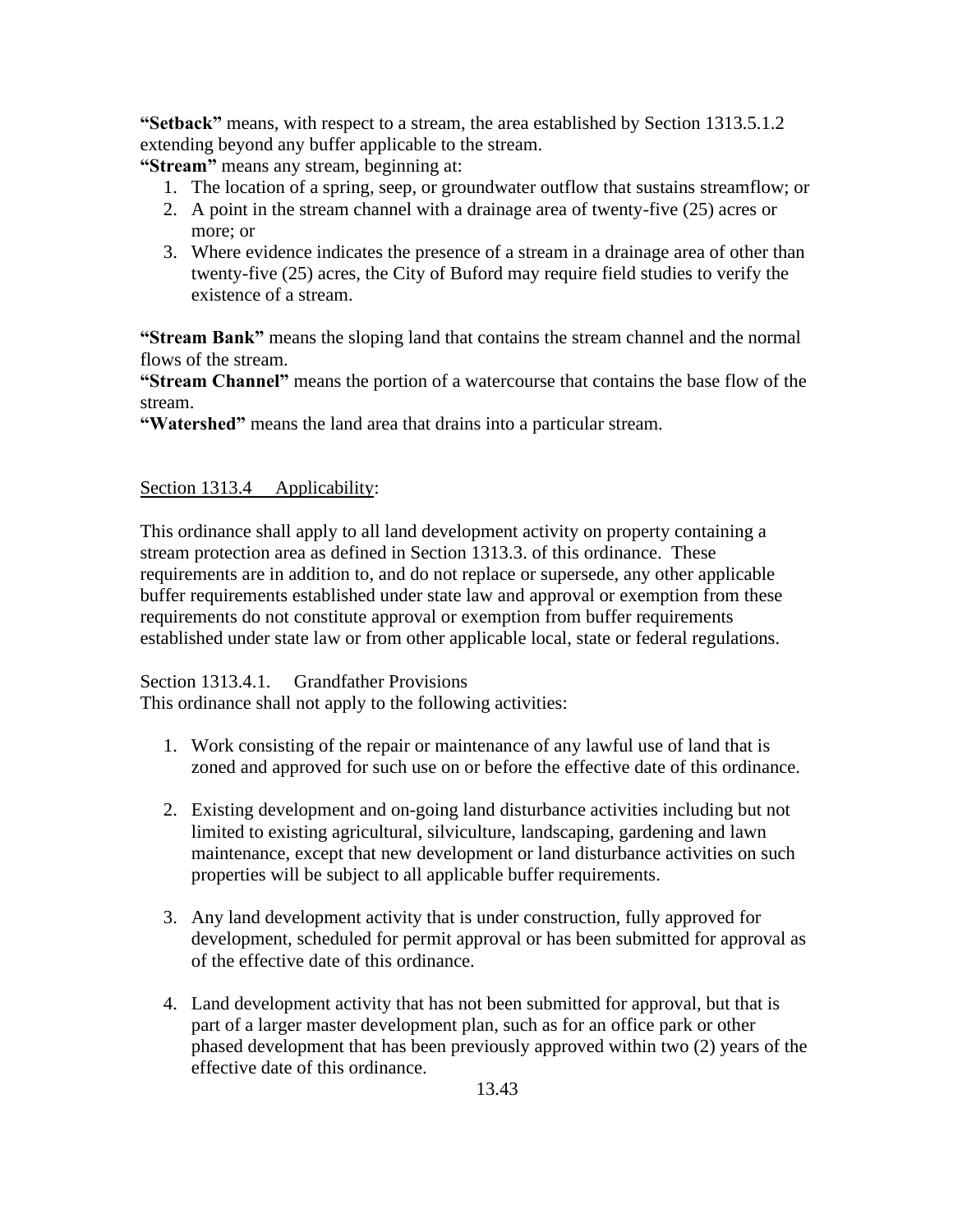**"Setback"** means, with respect to a stream, the area established by Section 1313.5.1.2 extending beyond any buffer applicable to the stream.

**"Stream"** means any stream, beginning at:

1. The location of a spring, seep, or groundwater outflow that sustains streamflow; or
2. A point in the stream channel with a drainage area of twenty-five (25) acres or more; or
3. Where evidence indicates the presence of a stream in a drainage area of other than twenty-five (25) acres, the City of Buford may require field studies to verify the existence of a stream.

**"Stream Bank"** means the sloping land that contains the stream channel and the normal flows of the stream.

**"Stream Channel"** means the portion of a watercourse that contains the base flow of the stream.

**"Watershed"** means the land area that drains into a particular stream.

Section 1313.4 Applicability:

This ordinance shall apply to all land development activity on property containing a stream protection area as defined in Section 1313.3. of this ordinance. These requirements are in addition to, and do not replace or supersede, any other applicable buffer requirements established under state law and approval or exemption from these requirements do not constitute approval or exemption from buffer requirements established under state law or from other applicable local, state or federal regulations.

Section 1313.4.1. Grandfather Provisions

This ordinance shall not apply to the following activities:

1. Work consisting of the repair or maintenance of any lawful use of land that is zoned and approved for such use on or before the effective date of this ordinance.

2. Existing development and on-going land disturbance activities including but not limited to existing agricultural, silviculture, landscaping, gardening and lawn maintenance, except that new development or land disturbance activities on such properties will be subject to all applicable buffer requirements.

3. Any land development activity that is under construction, fully approved for development, scheduled for permit approval or has been submitted for approval as of the effective date of this ordinance.

4. Land development activity that has not been submitted for approval, but that is part of a larger master development plan, such as for an office park or other phased development that has been previously approved within two (2) years of the effective date of this ordinance.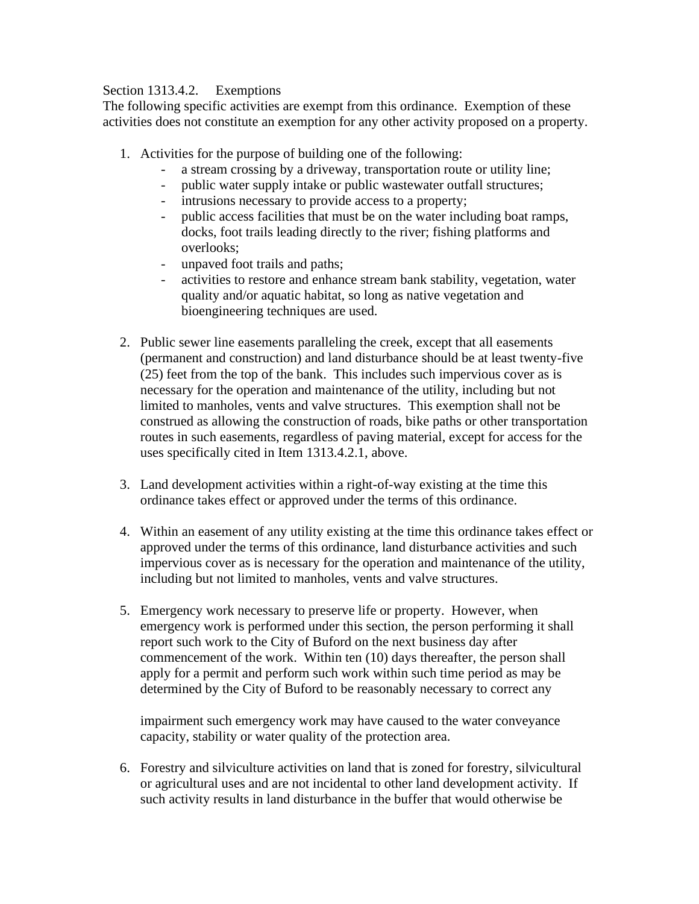Section 1313.4.2. Exemptions

The following specific activities are exempt from this ordinance. Exemption of these activities does not constitute an exemption for any other activity proposed on a property.

1. Activities for the purpose of building one of the following:
   - a stream crossing by a driveway, transportation route or utility line;
   - public water supply intake or public wastewater outfall structures;
   - intrusions necessary to provide access to a property;
   - public access facilities that must be on the water including boat ramps, docks, foot trails leading directly to the river; fishing platforms and overlooks;
   - unpaved foot trails and paths;
   - activities to restore and enhance stream bank stability, vegetation, water quality and/or aquatic habitat, so long as native vegetation and bioengineering techniques are used.

2. Public sewer line easements paralleling the creek, except that all easements (permanent and construction) and land disturbance should be at least twenty-five (25) feet from the top of the bank. This includes such impervious cover as is necessary for the operation and maintenance of the utility, including but not limited to manholes, vents and valve structures. This exemption shall not be construed as allowing the construction of roads, bike paths or other transportation routes in such easements, regardless of paving material, except for access for the uses specifically cited in Item 1313.4.2.1, above.

3. Land development activities within a right-of-way existing at the time this ordinance takes effect or approved under the terms of this ordinance.

4. Within an easement of any utility existing at the time this ordinance takes effect or approved under the terms of this ordinance, land disturbance activities and such impervious cover as is necessary for the operation and maintenance of the utility, including but not limited to manholes, vents and valve structures.

5. Emergency work necessary to preserve life or property. However, when emergency work is performed under this section, the person performing it shall report such work to the City of Buford on the next business day after commencement of the work. Within ten (10) days thereafter, the person shall apply for a permit and perform such work within such time period as may be determined by the City of Buford to be reasonably necessary to correct any impairment such emergency work may have caused to the water conveyance capacity, stability or water quality of the protection area.

6. Forestry and silviculture activities on land that is zoned for forestry, silvicultural or agricultural uses and are not incidental to other land development activity. If such activity results in land disturbance in the buffer that would otherwise be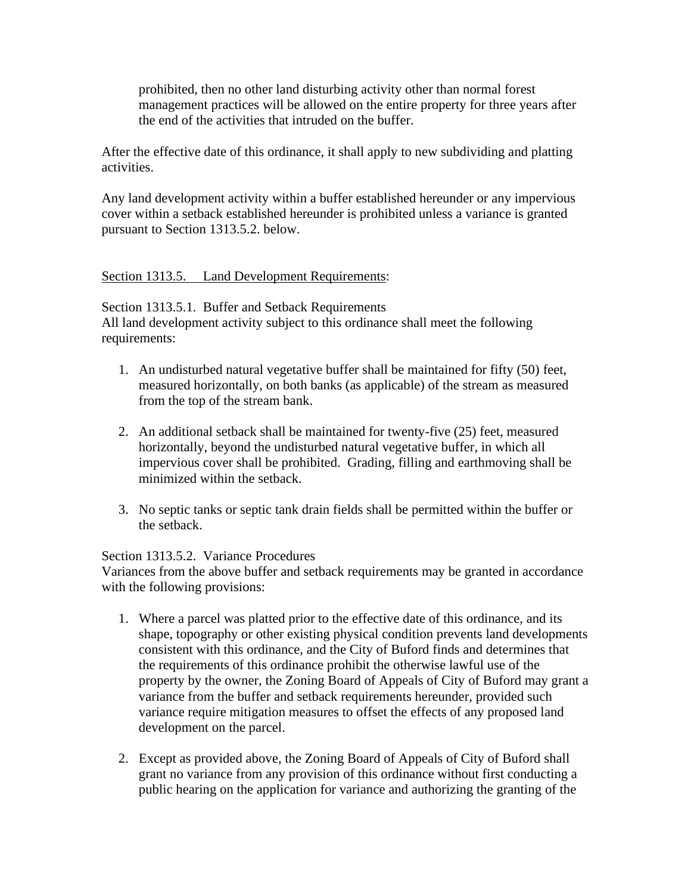prohibited, then no other land disturbing activity other than normal forest management practices will be allowed on the entire property for three years after the end of the activities that intruded on the buffer.

After the effective date of this ordinance, it shall apply to new subdividing and platting activities.

Any land development activity within a buffer established hereunder or any impervious cover within a setback established hereunder is prohibited unless a variance is granted pursuant to Section 1313.5.2. below.

<u>Section 1313.5. Land Development Requirements</u>:

Section 1313.5.1. Buffer and Setback Requirements
All land development activity subject to this ordinance shall meet the following requirements:

1. An undisturbed natural vegetative buffer shall be maintained for fifty (50) feet, measured horizontally, on both banks (as applicable) of the stream as measured from the top of the stream bank.

2. An additional setback shall be maintained for twenty-five (25) feet, measured horizontally, beyond the undisturbed natural vegetative buffer, in which all impervious cover shall be prohibited. Grading, filling and earthmoving shall be minimized within the setback.

3. No septic tanks or septic tank drain fields shall be permitted within the buffer or the setback.

Section 1313.5.2. Variance Procedures
Variances from the above buffer and setback requirements may be granted in accordance with the following provisions:

1. Where a parcel was platted prior to the effective date of this ordinance, and its shape, topography or other existing physical condition prevents land developments consistent with this ordinance, and the City of Buford finds and determines that the requirements of this ordinance prohibit the otherwise lawful use of the property by the owner, the Zoning Board of Appeals of City of Buford may grant a variance from the buffer and setback requirements hereunder, provided such variance require mitigation measures to offset the effects of any proposed land development on the parcel.

2. Except as provided above, the Zoning Board of Appeals of City of Buford shall grant no variance from any provision of this ordinance without first conducting a public hearing on the application for variance and authorizing the granting of the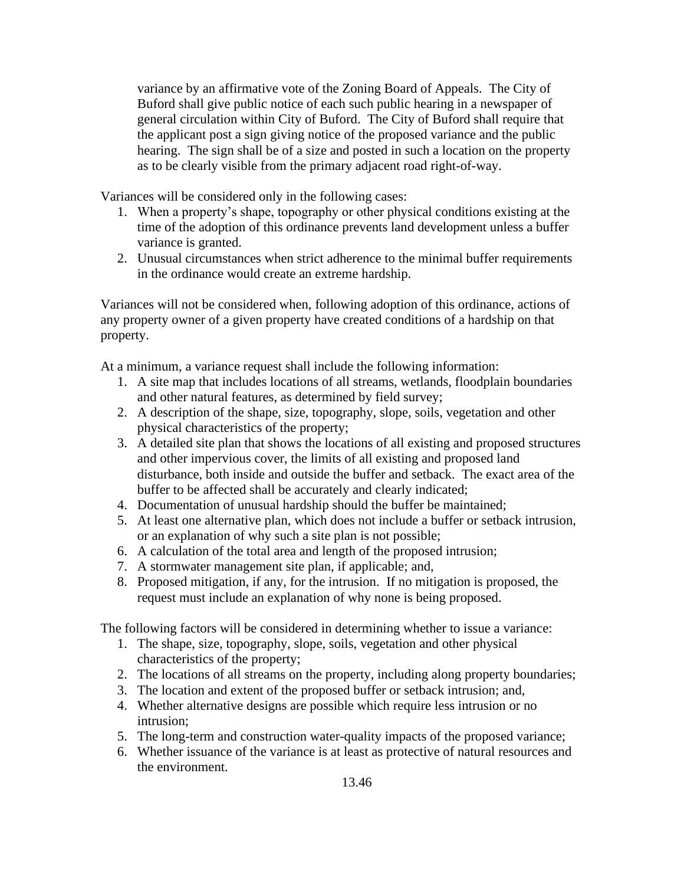variance by an affirmative vote of the Zoning Board of Appeals. The City of Buford shall give public notice of each such public hearing in a newspaper of general circulation within City of Buford. The City of Buford shall require that the applicant post a sign giving notice of the proposed variance and the public hearing. The sign shall be of a size and posted in such a location on the property as to be clearly visible from the primary adjacent road right-of-way.

Variances will be considered only in the following cases:

1. When a property's shape, topography or other physical conditions existing at the time of the adoption of this ordinance prevents land development unless a buffer variance is granted.
2. Unusual circumstances when strict adherence to the minimal buffer requirements in the ordinance would create an extreme hardship.

Variances will not be considered when, following adoption of this ordinance, actions of any property owner of a given property have created conditions of a hardship on that property.

At a minimum, a variance request shall include the following information:

1. A site map that includes locations of all streams, wetlands, floodplain boundaries and other natural features, as determined by field survey;
2. A description of the shape, size, topography, slope, soils, vegetation and other physical characteristics of the property;
3. A detailed site plan that shows the locations of all existing and proposed structures and other impervious cover, the limits of all existing and proposed land disturbance, both inside and outside the buffer and setback. The exact area of the buffer to be affected shall be accurately and clearly indicated;
4. Documentation of unusual hardship should the buffer be maintained;
5. At least one alternative plan, which does not include a buffer or setback intrusion, or an explanation of why such a site plan is not possible;
6. A calculation of the total area and length of the proposed intrusion;
7. A stormwater management site plan, if applicable; and,
8. Proposed mitigation, if any, for the intrusion. If no mitigation is proposed, the request must include an explanation of why none is being proposed.

The following factors will be considered in determining whether to issue a variance:

1. The shape, size, topography, slope, soils, vegetation and other physical characteristics of the property;
2. The locations of all streams on the property, including along property boundaries;
3. The location and extent of the proposed buffer or setback intrusion; and,
4. Whether alternative designs are possible which require less intrusion or no intrusion;
5. The long-term and construction water-quality impacts of the proposed variance;
6. Whether issuance of the variance is at least as protective of natural resources and the environment.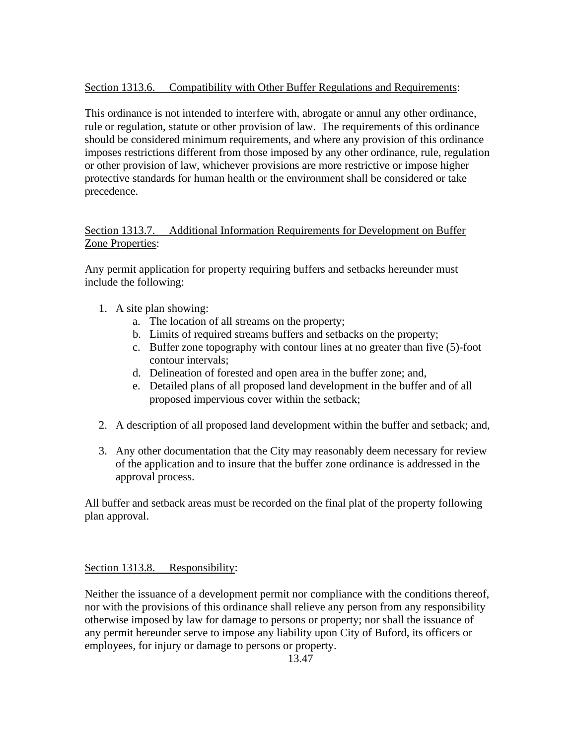Section 1313.6. Compatibility with Other Buffer Regulations and Requirements:

This ordinance is not intended to interfere with, abrogate or annul any other ordinance, rule or regulation, statute or other provision of law. The requirements of this ordinance should be considered minimum requirements, and where any provision of this ordinance imposes restrictions different from those imposed by any other ordinance, rule, regulation or other provision of law, whichever provisions are more restrictive or impose higher protective standards for human health or the environment shall be considered or take precedence.

Section 1313.7. Additional Information Requirements for Development on Buffer Zone Properties:

Any permit application for property requiring buffers and setbacks hereunder must include the following:

1. A site plan showing:
   a. The location of all streams on the property;
   b. Limits of required streams buffers and setbacks on the property;
   c. Buffer zone topography with contour lines at no greater than five (5)-foot contour intervals;
   d. Delineation of forested and open area in the buffer zone; and,
   e. Detailed plans of all proposed land development in the buffer and of all proposed impervious cover within the setback;

2. A description of all proposed land development within the buffer and setback; and,

3. Any other documentation that the City may reasonably deem necessary for review of the application and to insure that the buffer zone ordinance is addressed in the approval process.

All buffer and setback areas must be recorded on the final plat of the property following plan approval.

Section 1313.8. Responsibility:

Neither the issuance of a development permit nor compliance with the conditions thereof, nor with the provisions of this ordinance shall relieve any person from any responsibility otherwise imposed by law for damage to persons or property; nor shall the issuance of any permit hereunder serve to impose any liability upon City of Buford, its officers or employees, for injury or damage to persons or property.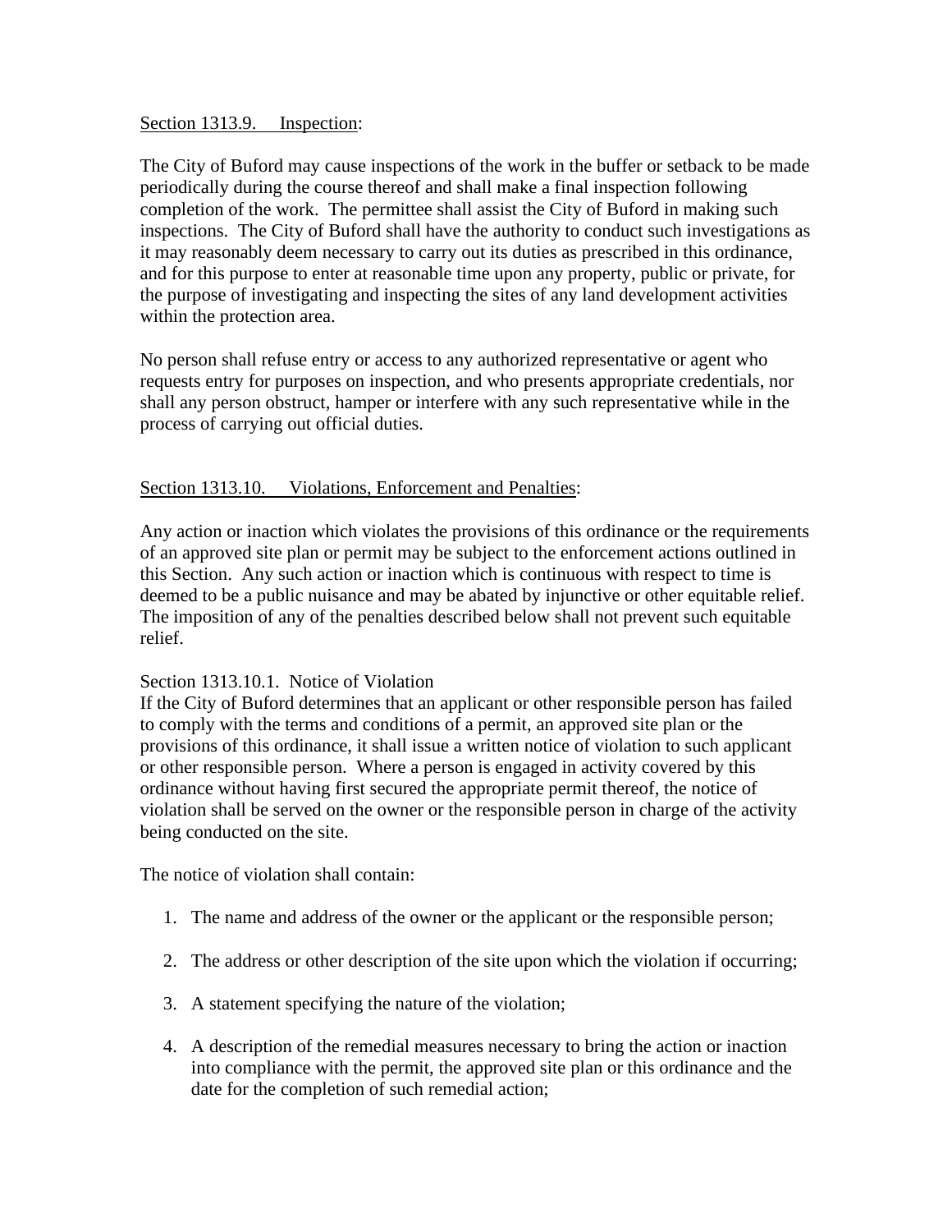<u>Section 1313.9.     Inspection</u>:

The City of Buford may cause inspections of the work in the buffer or setback to be made periodically during the course thereof and shall make a final inspection following completion of the work.  The permittee shall assist the City of Buford in making such inspections.  The City of Buford shall have the authority to conduct such investigations as it may reasonably deem necessary to carry out its duties as prescribed in this ordinance, and for this purpose to enter at reasonable time upon any property, public or private, for the purpose of investigating and inspecting the sites of any land development activities within the protection area.

No person shall refuse entry or access to any authorized representative or agent who requests entry for purposes on inspection, and who presents appropriate credentials, nor shall any person obstruct, hamper or interfere with any such representative while in the process of carrying out official duties.

<u>Section 1313.10.     Violations, Enforcement and Penalties</u>:

Any action or inaction which violates the provisions of this ordinance or the requirements of an approved site plan or permit may be subject to the enforcement actions outlined in this Section.  Any such action or inaction which is continuous with respect to time is deemed to be a public nuisance and may be abated by injunctive or other equitable relief. The imposition of any of the penalties described below shall not prevent such equitable relief.

Section 1313.10.1.  Notice of Violation
If the City of Buford determines that an applicant or other responsible person has failed to comply with the terms and conditions of a permit, an approved site plan or the provisions of this ordinance, it shall issue a written notice of violation to such applicant or other responsible person.  Where a person is engaged in activity covered by this ordinance without having first secured the appropriate permit thereof, the notice of violation shall be served on the owner or the responsible person in charge of the activity being conducted on the site.

The notice of violation shall contain:

1. The name and address of the owner or the applicant or the responsible person;

2. The address or other description of the site upon which the violation if occurring;

3. A statement specifying the nature of the violation;

4. A description of the remedial measures necessary to bring the action or inaction into compliance with the permit, the approved site plan or this ordinance and the date for the completion of such remedial action;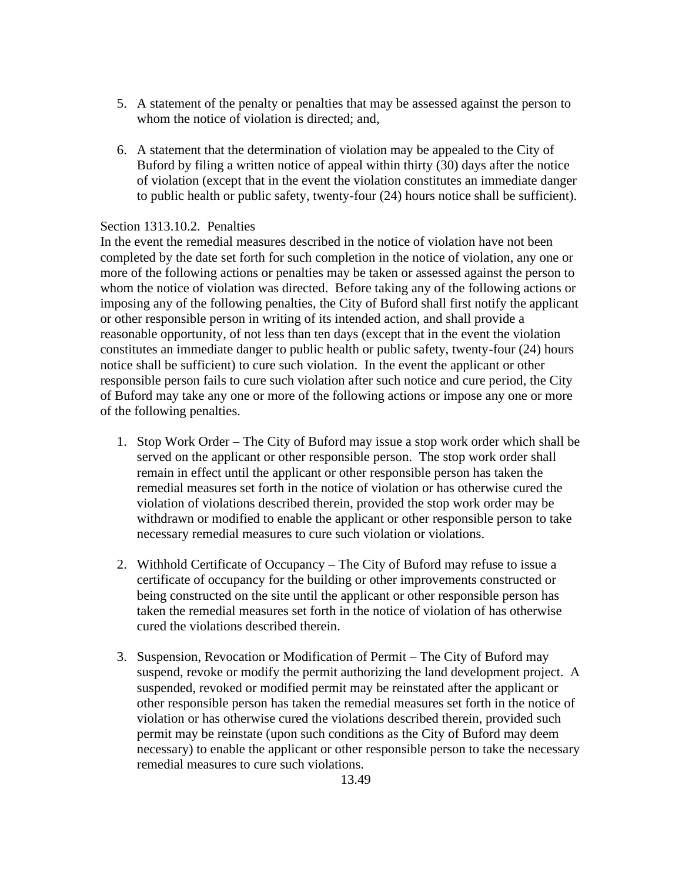5. A statement of the penalty or penalties that may be assessed against the person to whom the notice of violation is directed; and,

6. A statement that the determination of violation may be appealed to the City of Buford by filing a written notice of appeal within thirty (30) days after the notice of violation (except that in the event the violation constitutes an immediate danger to public health or public safety, twenty-four (24) hours notice shall be sufficient).

Section 1313.10.2. Penalties

In the event the remedial measures described in the notice of violation have not been completed by the date set forth for such completion in the notice of violation, any one or more of the following actions or penalties may be taken or assessed against the person to whom the notice of violation was directed. Before taking any of the following actions or imposing any of the following penalties, the City of Buford shall first notify the applicant or other responsible person in writing of its intended action, and shall provide a reasonable opportunity, of not less than ten days (except that in the event the violation constitutes an immediate danger to public health or public safety, twenty-four (24) hours notice shall be sufficient) to cure such violation. In the event the applicant or other responsible person fails to cure such violation after such notice and cure period, the City of Buford may take any one or more of the following actions or impose any one or more of the following penalties.

1. Stop Work Order – The City of Buford may issue a stop work order which shall be served on the applicant or other responsible person. The stop work order shall remain in effect until the applicant or other responsible person has taken the remedial measures set forth in the notice of violation or has otherwise cured the violation of violations described therein, provided the stop work order may be withdrawn or modified to enable the applicant or other responsible person to take necessary remedial measures to cure such violation or violations.

2. Withhold Certificate of Occupancy – The City of Buford may refuse to issue a certificate of occupancy for the building or other improvements constructed or being constructed on the site until the applicant or other responsible person has taken the remedial measures set forth in the notice of violation of has otherwise cured the violations described therein.

3. Suspension, Revocation or Modification of Permit – The City of Buford may suspend, revoke or modify the permit authorizing the land development project. A suspended, revoked or modified permit may be reinstated after the applicant or other responsible person has taken the remedial measures set forth in the notice of violation or has otherwise cured the violations described therein, provided such permit may be reinstate (upon such conditions as the City of Buford may deem necessary) to enable the applicant or other responsible person to take the necessary remedial measures to cure such violations.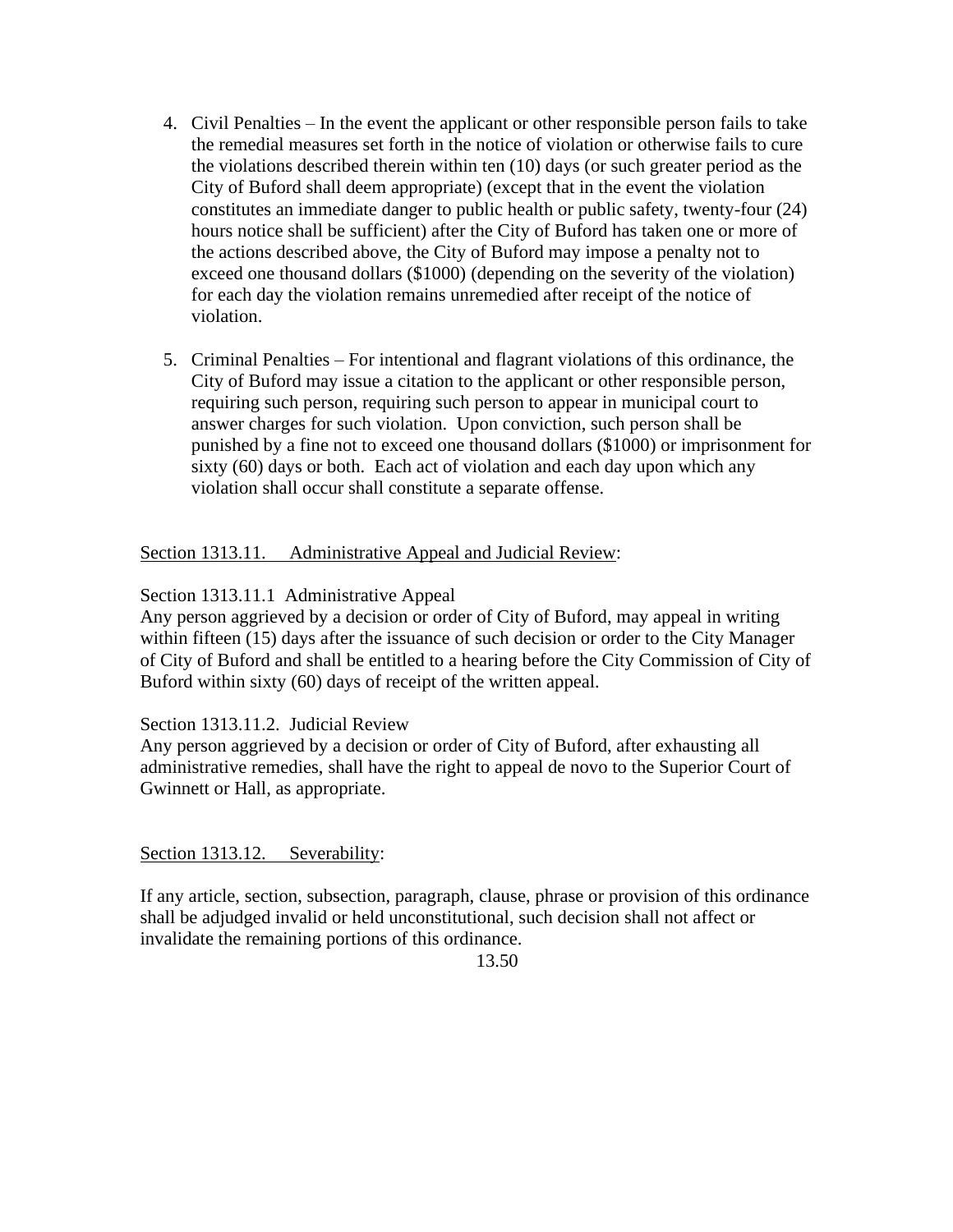4. Civil Penalties – In the event the applicant or other responsible person fails to take the remedial measures set forth in the notice of violation or otherwise fails to cure the violations described therein within ten (10) days (or such greater period as the City of Buford shall deem appropriate) (except that in the event the violation constitutes an immediate danger to public health or public safety, twenty-four (24) hours notice shall be sufficient) after the City of Buford has taken one or more of the actions described above, the City of Buford may impose a penalty not to exceed one thousand dollars ($1000) (depending on the severity of the violation) for each day the violation remains unremedied after receipt of the notice of violation.

5. Criminal Penalties – For intentional and flagrant violations of this ordinance, the City of Buford may issue a citation to the applicant or other responsible person, requiring such person, requiring such person to appear in municipal court to answer charges for such violation. Upon conviction, such person shall be punished by a fine not to exceed one thousand dollars ($1000) or imprisonment for sixty (60) days or both. Each act of violation and each day upon which any violation shall occur shall constitute a separate offense.

Section 1313.11. Administrative Appeal and Judicial Review:

Section 1313.11.1 Administrative Appeal
Any person aggrieved by a decision or order of City of Buford, may appeal in writing within fifteen (15) days after the issuance of such decision or order to the City Manager of City of Buford and shall be entitled to a hearing before the City Commission of City of Buford within sixty (60) days of receipt of the written appeal.

Section 1313.11.2. Judicial Review
Any person aggrieved by a decision or order of City of Buford, after exhausting all administrative remedies, shall have the right to appeal de novo to the Superior Court of Gwinnett or Hall, as appropriate.

Section 1313.12. Severability:

If any article, section, subsection, paragraph, clause, phrase or provision of this ordinance shall be adjudged invalid or held unconstitutional, such decision shall not affect or invalidate the remaining portions of this ordinance.